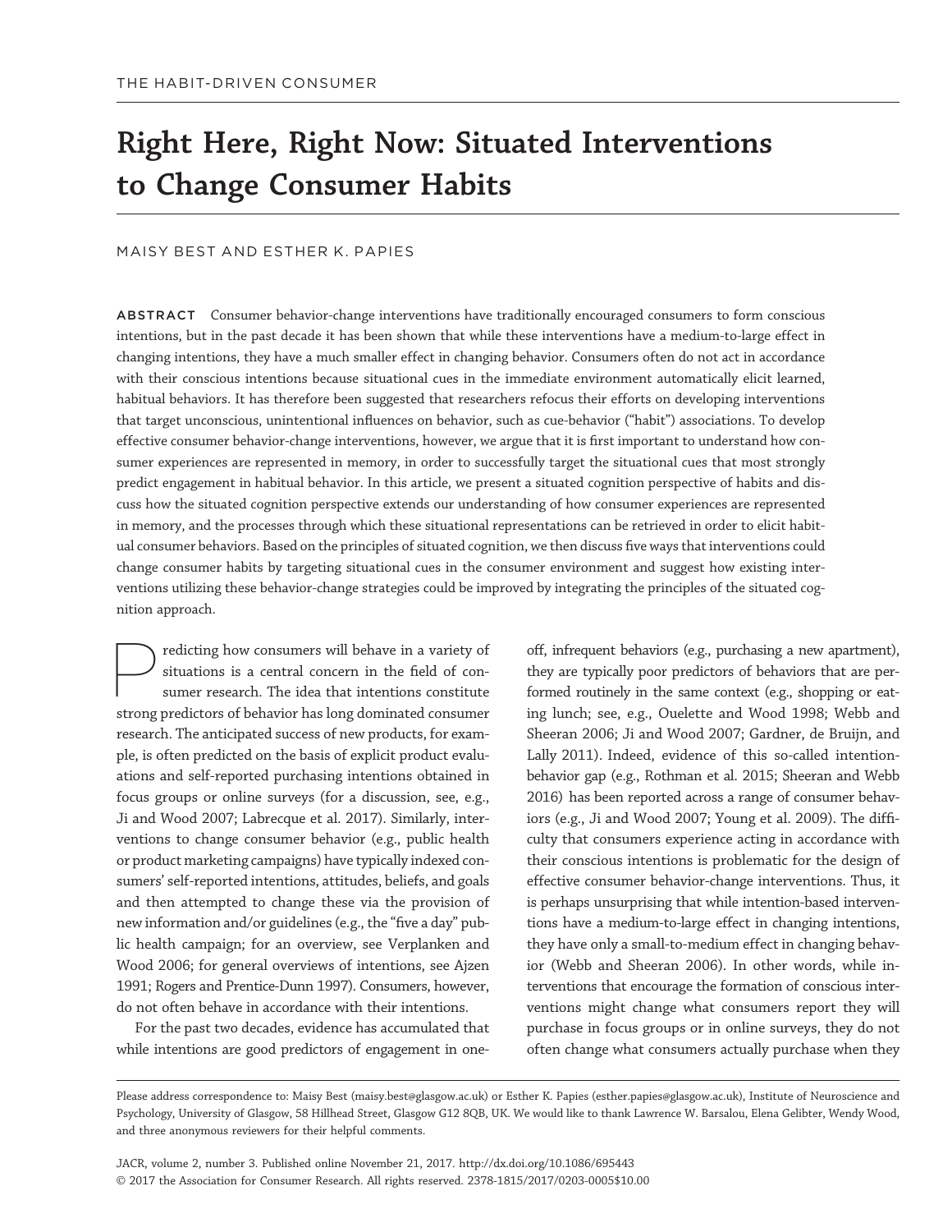THE HABIT-DRIVEN CONSUMER

# Right Here, Right Now: Situated Interventions to Change Consumer Habits

MAISY BEST AND ESTHER K. PAPIES

**ABSTRACT** Consumer behavior-change interventions have traditionally encouraged consumers to form conscious intentions, but in the past decade it has been shown that while these interventions have a medium-to-large effect in changing intentions, they have a much smaller effect in changing behavior. Consumers often do not act in accordance with their conscious intentions because situational cues in the immediate environment automatically elicit learned, habitual behaviors. It has therefore been suggested that researchers refocus their efforts on developing interventions that target unconscious, unintentional influences on behavior, such as cue-behavior ("habit") associations. To develop effective consumer behavior-change interventions, however, we argue that it is first important to understand how consumer experiences are represented in memory, in order to successfully target the situational cues that most strongly predict engagement in habitual behavior. In this article, we present a situated cognition perspective of habits and discuss how the situated cognition perspective extends our understanding of how consumer experiences are represented in memory, and the processes through which these situational representations can be retrieved in order to elicit habitual consumer behaviors. Based on the principles of situated cognition, we then discuss five ways that interventions could change consumer habits by targeting situational cues in the consumer environment and suggest how existing interventions utilizing these behavior-change strategies could be improved by integrating the principles of the situated cognition approach.

Predicting how consumers will behave in a variety of situations is a central concern in the field of consumer research. The idea that intentions constitute strong predictors of behavior has long dominated consumer research. The anticipated success of new products, for example, is often predicted on the basis of explicit product evaluations and self-reported purchasing intentions obtained in focus groups or online surveys (for a discussion, see, e.g., Ji and Wood 2007; Labrecque et al. 2017). Similarly, interventions to change consumer behavior (e.g., public health or product marketing campaigns) have typically indexed consumers' self-reported intentions, attitudes, beliefs, and goals and then attempted to change these via the provision of new information and/or guidelines (e.g., the "five a day" public health campaign; for an overview, see Verplanken and Wood 2006; for general overviews of intentions, see Ajzen 1991; Rogers and Prentice-Dunn 1997). Consumers, however, do not often behave in accordance with their intentions.

For the past two decades, evidence has accumulated that while intentions are good predictors of engagement in one-off, infrequent behaviors (e.g., purchasing a new apartment), they are typically poor predictors of behaviors that are performed routinely in the same context (e.g., shopping or eating lunch; see, e.g., Ouelette and Wood 1998; Webb and Sheeran 2006; Ji and Wood 2007; Gardner, de Bruijn, and Lally 2011). Indeed, evidence of this so-called intention-behavior gap (e.g., Rothman et al. 2015; Sheeran and Webb 2016) has been reported across a range of consumer behaviors (e.g., Ji and Wood 2007; Young et al. 2009). The difficulty that consumers experience acting in accordance with their conscious intentions is problematic for the design of effective consumer behavior-change interventions. Thus, it is perhaps unsurprising that while intention-based interventions have a medium-to-large effect in changing intentions, they have only a small-to-medium effect in changing behavior (Webb and Sheeran 2006). In other words, while interventions that encourage the formation of conscious interventions might change what consumers report they will purchase in focus groups or in online surveys, they do not often change what consumers actually purchase when they

Please address correspondence to: Maisy Best (maisy.best@glasgow.ac.uk) or Esther K. Papies (esther.papies@glasgow.ac.uk), Institute of Neuroscience and Psychology, University of Glasgow, 58 Hillhead Street, Glasgow G12 8QB, UK. We would like to thank Lawrence W. Barsalou, Elena Gelibter, Wendy Wood, and three anonymous reviewers for their helpful comments.

JACR, volume 2, number 3. Published online November 21, 2017. http://dx.doi.org/10.1086/695443
© 2017 the Association for Consumer Research. All rights reserved. 2378-1815/2017/0203-0005$10.00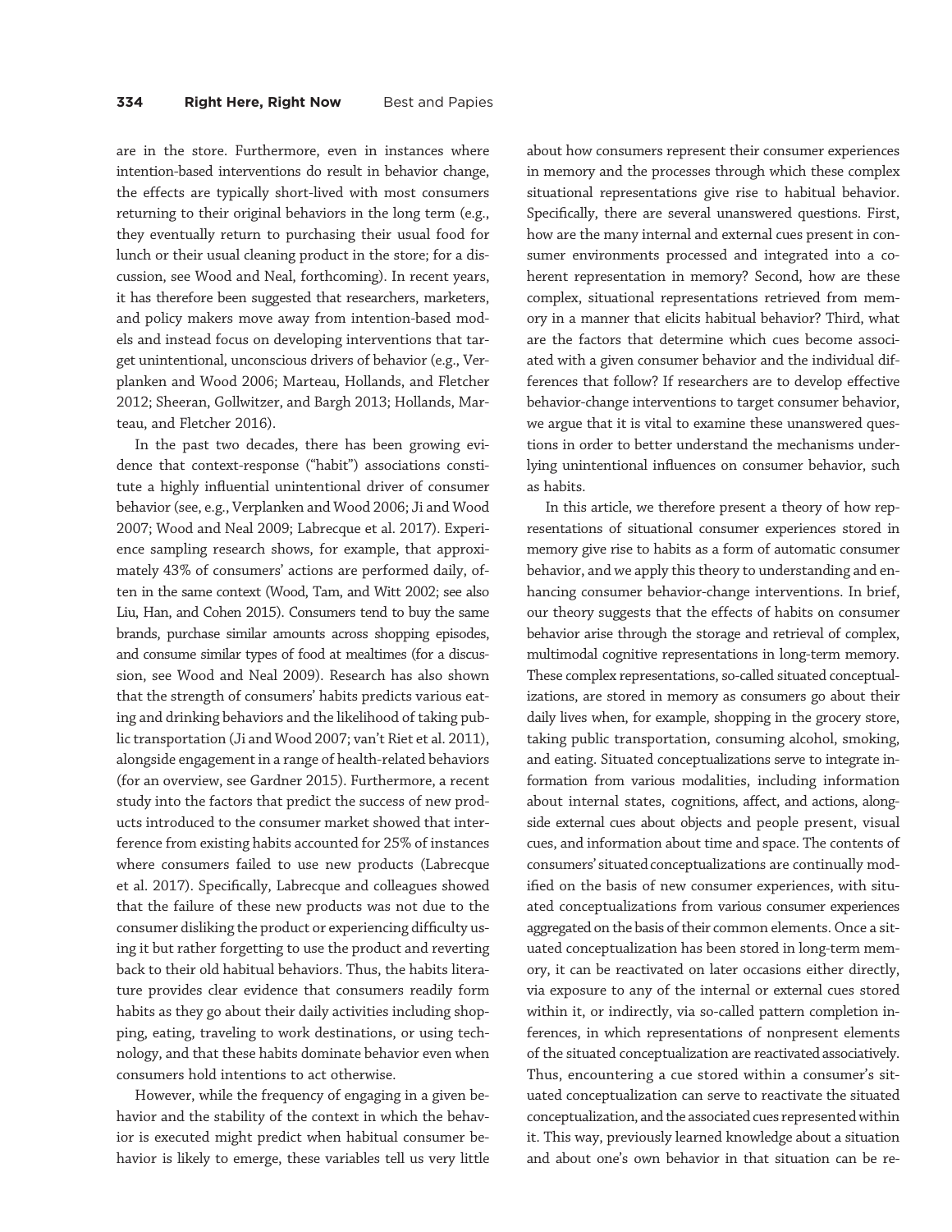are in the store. Furthermore, even in instances where intention-based interventions do result in behavior change, the effects are typically short-lived with most consumers returning to their original behaviors in the long term (e.g., they eventually return to purchasing their usual food for lunch or their usual cleaning product in the store; for a discussion, see Wood and Neal, forthcoming). In recent years, it has therefore been suggested that researchers, marketers, and policy makers move away from intention-based models and instead focus on developing interventions that target unintentional, unconscious drivers of behavior (e.g., Verplanken and Wood 2006; Marteau, Hollands, and Fletcher 2012; Sheeran, Gollwitzer, and Bargh 2013; Hollands, Marteau, and Fletcher 2016).

In the past two decades, there has been growing evidence that context-response ("habit") associations constitute a highly influential unintentional driver of consumer behavior (see, e.g., Verplanken and Wood 2006; Ji and Wood 2007; Wood and Neal 2009; Labrecque et al. 2017). Experience sampling research shows, for example, that approximately 43% of consumers' actions are performed daily, often in the same context (Wood, Tam, and Witt 2002; see also Liu, Han, and Cohen 2015). Consumers tend to buy the same brands, purchase similar amounts across shopping episodes, and consume similar types of food at mealtimes (for a discussion, see Wood and Neal 2009). Research has also shown that the strength of consumers' habits predicts various eating and drinking behaviors and the likelihood of taking public transportation (Ji and Wood 2007; van't Riet et al. 2011), alongside engagement in a range of health-related behaviors (for an overview, see Gardner 2015). Furthermore, a recent study into the factors that predict the success of new products introduced to the consumer market showed that interference from existing habits accounted for 25% of instances where consumers failed to use new products (Labrecque et al. 2017). Specifically, Labrecque and colleagues showed that the failure of these new products was not due to the consumer disliking the product or experiencing difficulty using it but rather forgetting to use the product and reverting back to their old habitual behaviors. Thus, the habits literature provides clear evidence that consumers readily form habits as they go about their daily activities including shopping, eating, traveling to work destinations, or using technology, and that these habits dominate behavior even when consumers hold intentions to act otherwise.

However, while the frequency of engaging in a given behavior and the stability of the context in which the behavior is executed might predict when habitual consumer behavior is likely to emerge, these variables tell us very little about how consumers represent their consumer experiences in memory and the processes through which these complex situational representations give rise to habitual behavior. Specifically, there are several unanswered questions. First, how are the many internal and external cues present in consumer environments processed and integrated into a coherent representation in memory? Second, how are these complex, situational representations retrieved from memory in a manner that elicits habitual behavior? Third, what are the factors that determine which cues become associated with a given consumer behavior and the individual differences that follow? If researchers are to develop effective behavior-change interventions to target consumer behavior, we argue that it is vital to examine these unanswered questions in order to better understand the mechanisms underlying unintentional influences on consumer behavior, such as habits.

In this article, we therefore present a theory of how representations of situational consumer experiences stored in memory give rise to habits as a form of automatic consumer behavior, and we apply this theory to understanding and enhancing consumer behavior-change interventions. In brief, our theory suggests that the effects of habits on consumer behavior arise through the storage and retrieval of complex, multimodal cognitive representations in long-term memory. These complex representations, so-called situated conceptualizations, are stored in memory as consumers go about their daily lives when, for example, shopping in the grocery store, taking public transportation, consuming alcohol, smoking, and eating. Situated conceptualizations serve to integrate information from various modalities, including information about internal states, cognitions, affect, and actions, alongside external cues about objects and people present, visual cues, and information about time and space. The contents of consumers' situated conceptualizations are continually modified on the basis of new consumer experiences, with situated conceptualizations from various consumer experiences aggregated on the basis of their common elements. Once a situated conceptualization has been stored in long-term memory, it can be reactivated on later occasions either directly, via exposure to any of the internal or external cues stored within it, or indirectly, via so-called pattern completion inferences, in which representations of nonpresent elements of the situated conceptualization are reactivated associatively. Thus, encountering a cue stored within a consumer's situated conceptualization can serve to reactivate the situated conceptualization, and the associated cues represented within it. This way, previously learned knowledge about a situation and about one's own behavior in that situation can be re-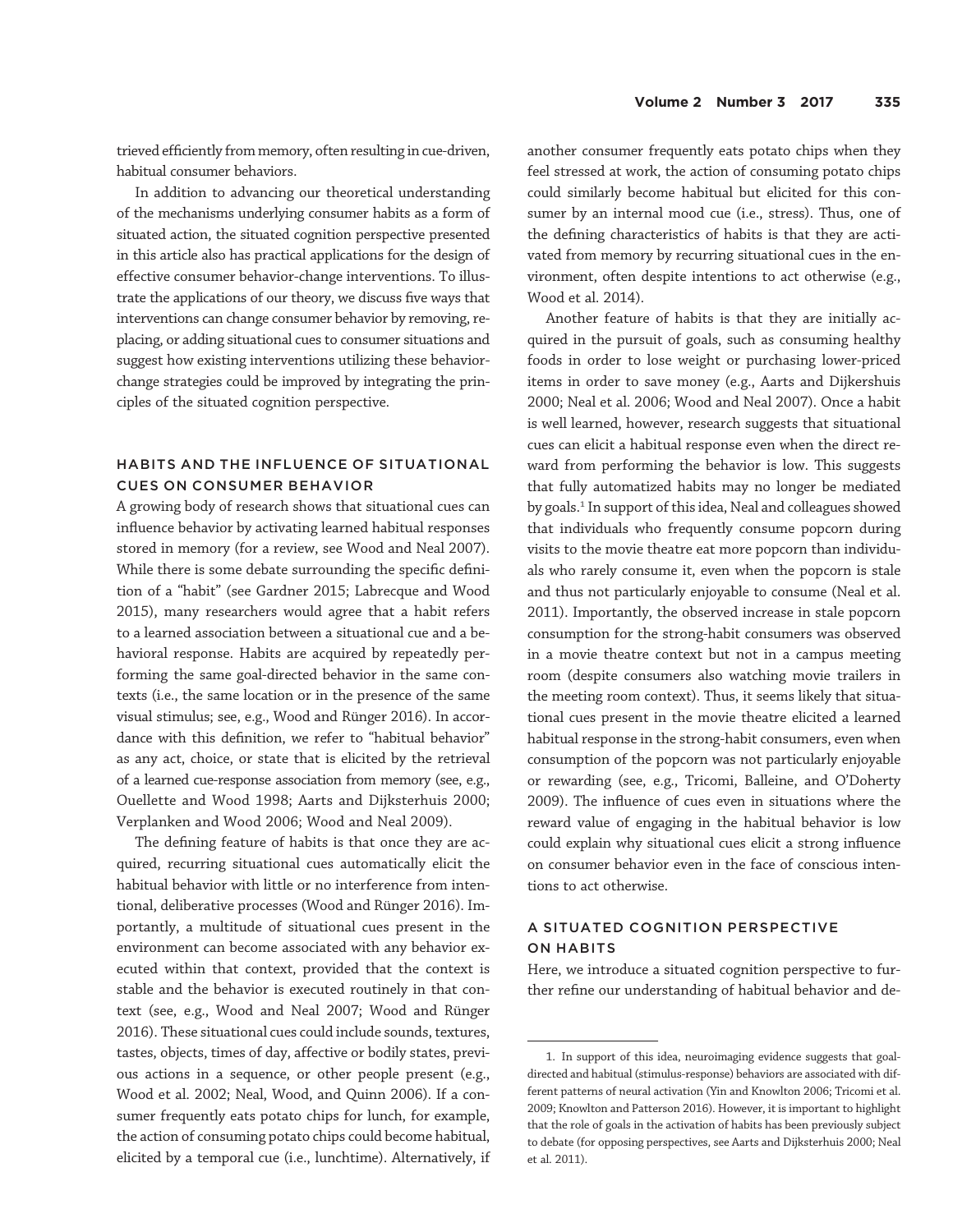trieved efficiently from memory, often resulting in cue-driven, habitual consumer behaviors.

In addition to advancing our theoretical understanding of the mechanisms underlying consumer habits as a form of situated action, the situated cognition perspective presented in this article also has practical applications for the design of effective consumer behavior-change interventions. To illustrate the applications of our theory, we discuss five ways that interventions can change consumer behavior by removing, replacing, or adding situational cues to consumer situations and suggest how existing interventions utilizing these behavior-change strategies could be improved by integrating the principles of the situated cognition perspective.

## HABITS AND THE INFLUENCE OF SITUATIONAL CUES ON CONSUMER BEHAVIOR

A growing body of research shows that situational cues can influence behavior by activating learned habitual responses stored in memory (for a review, see Wood and Neal 2007). While there is some debate surrounding the specific definition of a "habit" (see Gardner 2015; Labrecque and Wood 2015), many researchers would agree that a habit refers to a learned association between a situational cue and a behavioral response. Habits are acquired by repeatedly performing the same goal-directed behavior in the same contexts (i.e., the same location or in the presence of the same visual stimulus; see, e.g., Wood and Rünger 2016). In accordance with this definition, we refer to "habitual behavior" as any act, choice, or state that is elicited by the retrieval of a learned cue-response association from memory (see, e.g., Ouellette and Wood 1998; Aarts and Dijksterhuis 2000; Verplanken and Wood 2006; Wood and Neal 2009).

The defining feature of habits is that once they are acquired, recurring situational cues automatically elicit the habitual behavior with little or no interference from intentional, deliberative processes (Wood and Rünger 2016). Importantly, a multitude of situational cues present in the environment can become associated with any behavior executed within that context, provided that the context is stable and the behavior is executed routinely in that context (see, e.g., Wood and Neal 2007; Wood and Rünger 2016). These situational cues could include sounds, textures, tastes, objects, times of day, affective or bodily states, previous actions in a sequence, or other people present (e.g., Wood et al. 2002; Neal, Wood, and Quinn 2006). If a consumer frequently eats potato chips for lunch, for example, the action of consuming potato chips could become habitual, elicited by a temporal cue (i.e., lunchtime). Alternatively, if another consumer frequently eats potato chips when they feel stressed at work, the action of consuming potato chips could similarly become habitual but elicited for this consumer by an internal mood cue (i.e., stress). Thus, one of the defining characteristics of habits is that they are activated from memory by recurring situational cues in the environment, often despite intentions to act otherwise (e.g., Wood et al. 2014).

Another feature of habits is that they are initially acquired in the pursuit of goals, such as consuming healthy foods in order to lose weight or purchasing lower-priced items in order to save money (e.g., Aarts and Dijkershuis 2000; Neal et al. 2006; Wood and Neal 2007). Once a habit is well learned, however, research suggests that situational cues can elicit a habitual response even when the direct reward from performing the behavior is low. This suggests that fully automatized habits may no longer be mediated by goals.[1] In support of this idea, Neal and colleagues showed that individuals who frequently consume popcorn during visits to the movie theatre eat more popcorn than individuals who rarely consume it, even when the popcorn is stale and thus not particularly enjoyable to consume (Neal et al. 2011). Importantly, the observed increase in stale popcorn consumption for the strong-habit consumers was observed in a movie theatre context but not in a campus meeting room (despite consumers also watching movie trailers in the meeting room context). Thus, it seems likely that situational cues present in the movie theatre elicited a learned habitual response in the strong-habit consumers, even when consumption of the popcorn was not particularly enjoyable or rewarding (see, e.g., Tricomi, Balleine, and O'Doherty 2009). The influence of cues even in situations where the reward value of engaging in the habitual behavior is low could explain why situational cues elicit a strong influence on consumer behavior even in the face of conscious intentions to act otherwise.

## A SITUATED COGNITION PERSPECTIVE ON HABITS

Here, we introduce a situated cognition perspective to further refine our understanding of habitual behavior and de-

---

1. In support of this idea, neuroimaging evidence suggests that goal-directed and habitual (stimulus-response) behaviors are associated with different patterns of neural activation (Yin and Knowlton 2006; Tricomi et al. 2009; Knowlton and Patterson 2016). However, it is important to highlight that the role of goals in the activation of habits has been previously subject to debate (for opposing perspectives, see Aarts and Dijksterhuis 2000; Neal et al. 2011).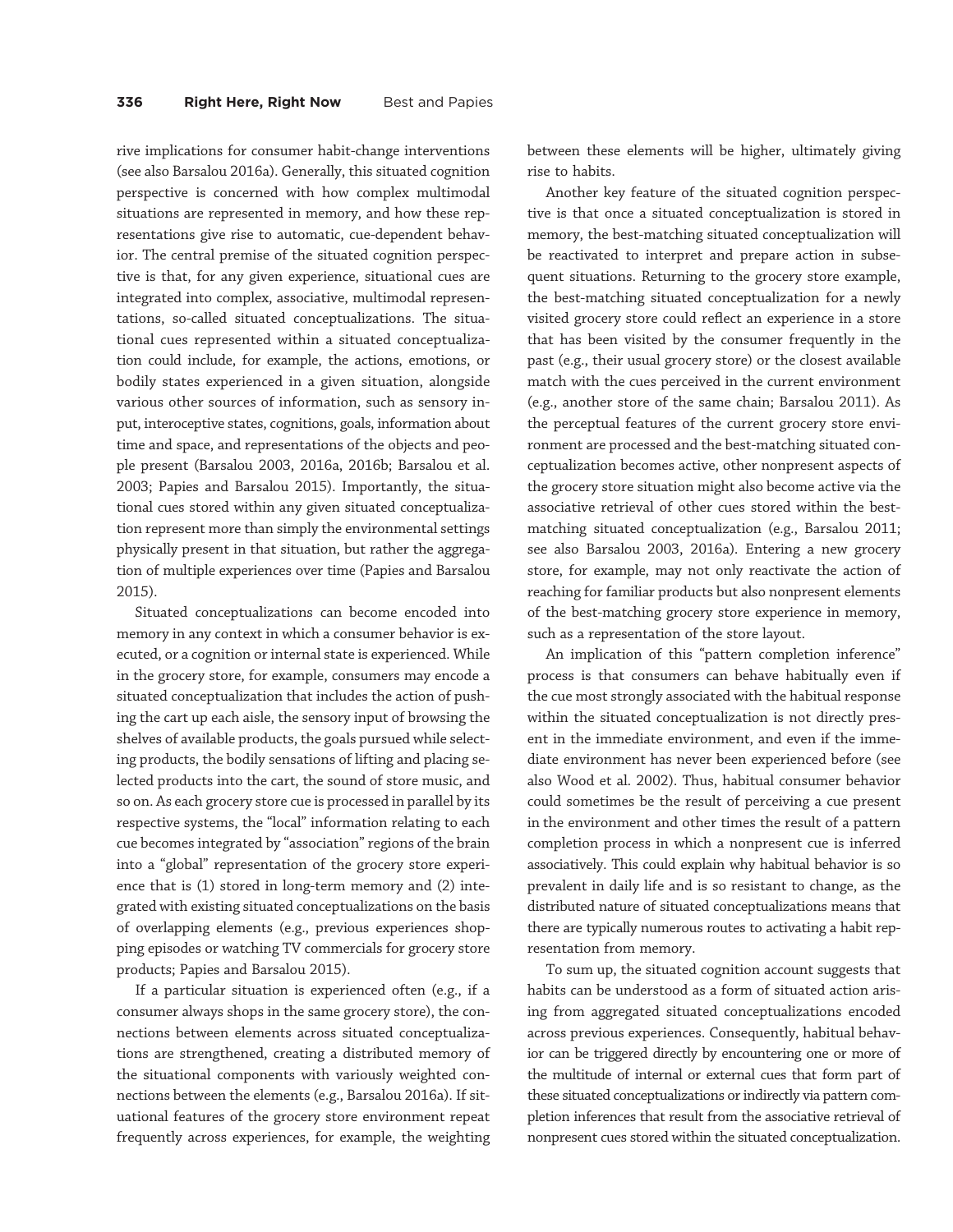rive implications for consumer habit-change interventions (see also Barsalou 2016a). Generally, this situated cognition perspective is concerned with how complex multimodal situations are represented in memory, and how these representations give rise to automatic, cue-dependent behavior. The central premise of the situated cognition perspective is that, for any given experience, situational cues are integrated into complex, associative, multimodal representations, so-called situated conceptualizations. The situational cues represented within a situated conceptualization could include, for example, the actions, emotions, or bodily states experienced in a given situation, alongside various other sources of information, such as sensory input, interoceptive states, cognitions, goals, information about time and space, and representations of the objects and people present (Barsalou 2003, 2016a, 2016b; Barsalou et al. 2003; Papies and Barsalou 2015). Importantly, the situational cues stored within any given situated conceptualization represent more than simply the environmental settings physically present in that situation, but rather the aggregation of multiple experiences over time (Papies and Barsalou 2015).

Situated conceptualizations can become encoded into memory in any context in which a consumer behavior is executed, or a cognition or internal state is experienced. While in the grocery store, for example, consumers may encode a situated conceptualization that includes the action of pushing the cart up each aisle, the sensory input of browsing the shelves of available products, the goals pursued while selecting products, the bodily sensations of lifting and placing selected products into the cart, the sound of store music, and so on. As each grocery store cue is processed in parallel by its respective systems, the "local" information relating to each cue becomes integrated by "association" regions of the brain into a "global" representation of the grocery store experience that is (1) stored in long-term memory and (2) integrated with existing situated conceptualizations on the basis of overlapping elements (e.g., previous experiences shopping episodes or watching TV commercials for grocery store products; Papies and Barsalou 2015).

If a particular situation is experienced often (e.g., if a consumer always shops in the same grocery store), the connections between elements across situated conceptualizations are strengthened, creating a distributed memory of the situational components with variously weighted connections between the elements (e.g., Barsalou 2016a). If situational features of the grocery store environment repeat frequently across experiences, for example, the weighting between these elements will be higher, ultimately giving rise to habits.

Another key feature of the situated cognition perspective is that once a situated conceptualization is stored in memory, the best-matching situated conceptualization will be reactivated to interpret and prepare action in subsequent situations. Returning to the grocery store example, the best-matching situated conceptualization for a newly visited grocery store could reflect an experience in a store that has been visited by the consumer frequently in the past (e.g., their usual grocery store) or the closest available match with the cues perceived in the current environment (e.g., another store of the same chain; Barsalou 2011). As the perceptual features of the current grocery store environment are processed and the best-matching situated conceptualization becomes active, other nonpresent aspects of the grocery store situation might also become active via the associative retrieval of other cues stored within the best-matching situated conceptualization (e.g., Barsalou 2011; see also Barsalou 2003, 2016a). Entering a new grocery store, for example, may not only reactivate the action of reaching for familiar products but also nonpresent elements of the best-matching grocery store experience in memory, such as a representation of the store layout.

An implication of this "pattern completion inference" process is that consumers can behave habitually even if the cue most strongly associated with the habitual response within the situated conceptualization is not directly present in the immediate environment, and even if the immediate environment has never been experienced before (see also Wood et al. 2002). Thus, habitual consumer behavior could sometimes be the result of perceiving a cue present in the environment and other times the result of a pattern completion process in which a nonpresent cue is inferred associatively. This could explain why habitual behavior is so prevalent in daily life and is so resistant to change, as the distributed nature of situated conceptualizations means that there are typically numerous routes to activating a habit representation from memory.

To sum up, the situated cognition account suggests that habits can be understood as a form of situated action arising from aggregated situated conceptualizations encoded across previous experiences. Consequently, habitual behavior can be triggered directly by encountering one or more of the multitude of internal or external cues that form part of these situated conceptualizations or indirectly via pattern completion inferences that result from the associative retrieval of nonpresent cues stored within the situated conceptualization.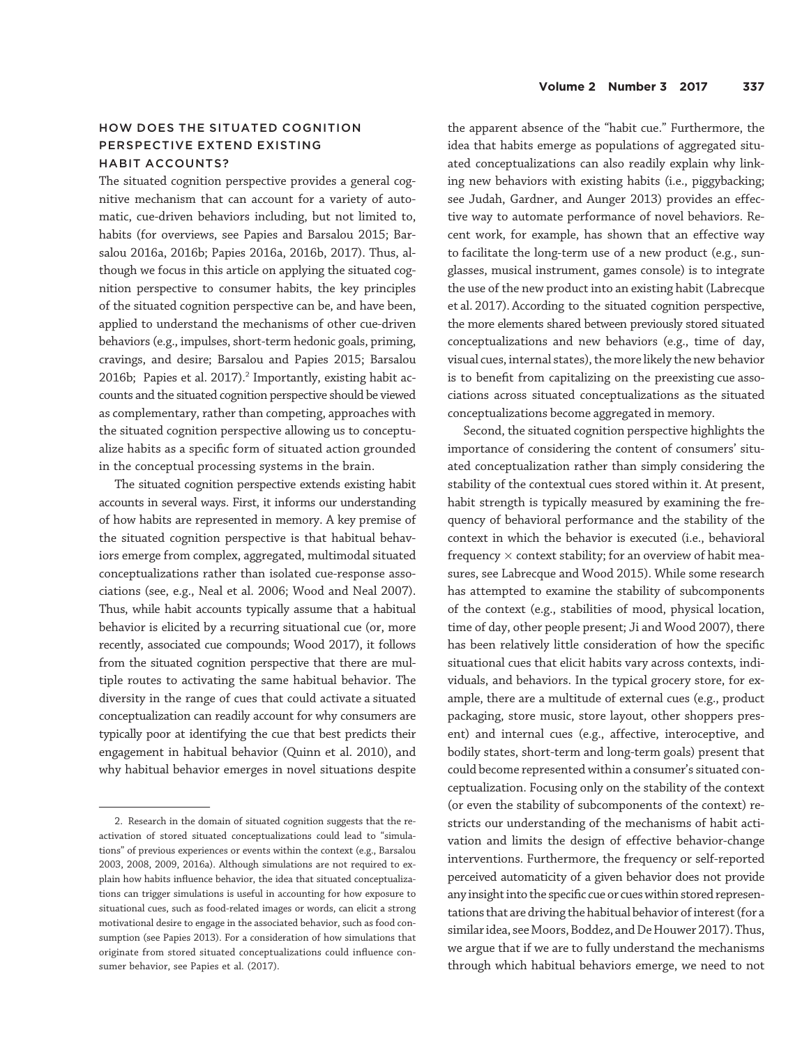## HOW DOES THE SITUATED COGNITION PERSPECTIVE EXTEND EXISTING HABIT ACCOUNTS?

The situated cognition perspective provides a general cognitive mechanism that can account for a variety of automatic, cue-driven behaviors including, but not limited to, habits (for overviews, see Papies and Barsalou 2015; Barsalou 2016a, 2016b; Papies 2016a, 2016b, 2017). Thus, although we focus in this article on applying the situated cognition perspective to consumer habits, the key principles of the situated cognition perspective can be, and have been, applied to understand the mechanisms of other cue-driven behaviors (e.g., impulses, short-term hedonic goals, priming, cravings, and desire; Barsalou and Papies 2015; Barsalou 2016b; Papies et al. 2017).[2] Importantly, existing habit accounts and the situated cognition perspective should be viewed as complementary, rather than competing, approaches with the situated cognition perspective allowing us to conceptualize habits as a specific form of situated action grounded in the conceptual processing systems in the brain.

The situated cognition perspective extends existing habit accounts in several ways. First, it informs our understanding of how habits are represented in memory. A key premise of the situated cognition perspective is that habitual behaviors emerge from complex, aggregated, multimodal situated conceptualizations rather than isolated cue-response associations (see, e.g., Neal et al. 2006; Wood and Neal 2007). Thus, while habit accounts typically assume that a habitual behavior is elicited by a recurring situational cue (or, more recently, associated cue compounds; Wood 2017), it follows from the situated cognition perspective that there are multiple routes to activating the same habitual behavior. The diversity in the range of cues that could activate a situated conceptualization can readily account for why consumers are typically poor at identifying the cue that best predicts their engagement in habitual behavior (Quinn et al. 2010), and why habitual behavior emerges in novel situations despite the apparent absence of the "habit cue." Furthermore, the idea that habits emerge as populations of aggregated situated conceptualizations can also readily explain why linking new behaviors with existing habits (i.e., piggybacking; see Judah, Gardner, and Aunger 2013) provides an effective way to automate performance of novel behaviors. Recent work, for example, has shown that an effective way to facilitate the long-term use of a new product (e.g., sunglasses, musical instrument, games console) is to integrate the use of the new product into an existing habit (Labrecque et al. 2017). According to the situated cognition perspective, the more elements shared between previously stored situated conceptualizations and new behaviors (e.g., time of day, visual cues, internal states), the more likely the new behavior is to benefit from capitalizing on the preexisting cue associations across situated conceptualizations as the situated conceptualizations become aggregated in memory.

Second, the situated cognition perspective highlights the importance of considering the content of consumers' situated conceptualization rather than simply considering the stability of the contextual cues stored within it. At present, habit strength is typically measured by examining the frequency of behavioral performance and the stability of the context in which the behavior is executed (i.e., behavioral frequency × context stability; for an overview of habit measures, see Labrecque and Wood 2015). While some research has attempted to examine the stability of subcomponents of the context (e.g., stabilities of mood, physical location, time of day, other people present; Ji and Wood 2007), there has been relatively little consideration of how the specific situational cues that elicit habits vary across contexts, individuals, and behaviors. In the typical grocery store, for example, there are a multitude of external cues (e.g., product packaging, store music, store layout, other shoppers present) and internal cues (e.g., affective, interoceptive, and bodily states, short-term and long-term goals) present that could become represented within a consumer's situated conceptualization. Focusing only on the stability of the context (or even the stability of subcomponents of the context) restricts our understanding of the mechanisms of habit activation and limits the design of effective behavior-change interventions. Furthermore, the frequency or self-reported perceived automaticity of a given behavior does not provide any insight into the specific cue or cues within stored representations that are driving the habitual behavior of interest (for a similar idea, see Moors, Boddez, and De Houwer 2017). Thus, we argue that if we are to fully understand the mechanisms through which habitual behaviors emerge, we need to not

2. Research in the domain of situated cognition suggests that the reactivation of stored situated conceptualizations could lead to "simulations" of previous experiences or events within the context (e.g., Barsalou 2003, 2008, 2009, 2016a). Although simulations are not required to explain how habits influence behavior, the idea that situated conceptualizations can trigger simulations is useful in accounting for how exposure to situational cues, such as food-related images or words, can elicit a strong motivational desire to engage in the associated behavior, such as food consumption (see Papies 2013). For a consideration of how simulations that originate from stored situated conceptualizations could influence consumer behavior, see Papies et al. (2017).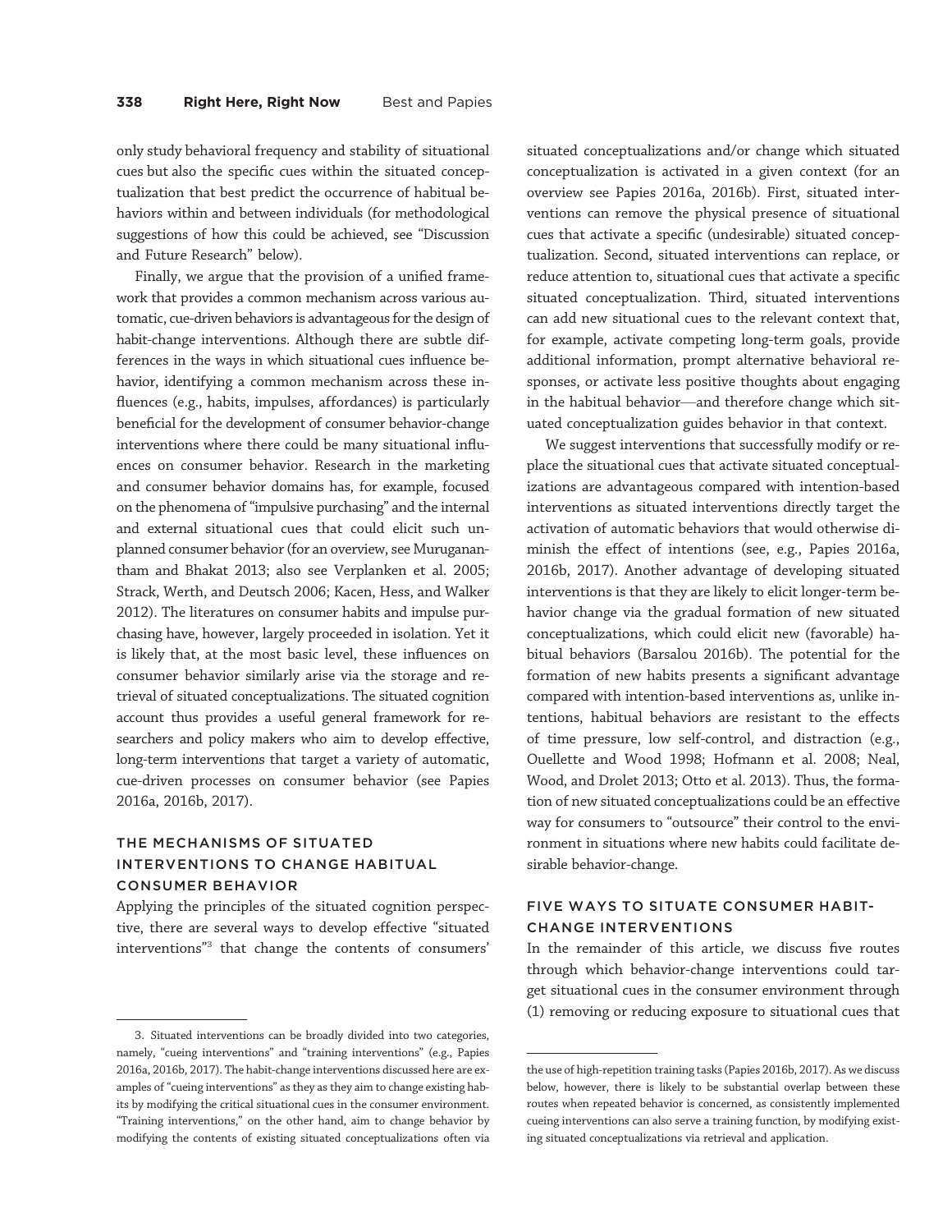only study behavioral frequency and stability of situational cues but also the specific cues within the situated conceptualization that best predict the occurrence of habitual behaviors within and between individuals (for methodological suggestions of how this could be achieved, see "Discussion and Future Research" below).

Finally, we argue that the provision of a unified framework that provides a common mechanism across various automatic, cue-driven behaviors is advantageous for the design of habit-change interventions. Although there are subtle differences in the ways in which situational cues influence behavior, identifying a common mechanism across these influences (e.g., habits, impulses, affordances) is particularly beneficial for the development of consumer behavior-change interventions where there could be many situational influences on consumer behavior. Research in the marketing and consumer behavior domains has, for example, focused on the phenomena of "impulsive purchasing" and the internal and external situational cues that could elicit such unplanned consumer behavior (for an overview, see Muruganantham and Bhakat 2013; also see Verplanken et al. 2005; Strack, Werth, and Deutsch 2006; Kacen, Hess, and Walker 2012). The literatures on consumer habits and impulse purchasing have, however, largely proceeded in isolation. Yet it is likely that, at the most basic level, these influences on consumer behavior similarly arise via the storage and retrieval of situated conceptualizations. The situated cognition account thus provides a useful general framework for researchers and policy makers who aim to develop effective, long-term interventions that target a variety of automatic, cue-driven processes on consumer behavior (see Papies 2016a, 2016b, 2017).

## THE MECHANISMS OF SITUATED INTERVENTIONS TO CHANGE HABITUAL CONSUMER BEHAVIOR

Applying the principles of the situated cognition perspective, there are several ways to develop effective "situated interventions"[3] that change the contents of consumers' situated conceptualizations and/or change which situated conceptualization is activated in a given context (for an overview see Papies 2016a, 2016b). First, situated interventions can remove the physical presence of situational cues that activate a specific (undesirable) situated conceptualization. Second, situated interventions can replace, or reduce attention to, situational cues that activate a specific situated conceptualization. Third, situated interventions can add new situational cues to the relevant context that, for example, activate competing long-term goals, provide additional information, prompt alternative behavioral responses, or activate less positive thoughts about engaging in the habitual behavior—and therefore change which situated conceptualization guides behavior in that context.

We suggest interventions that successfully modify or replace the situational cues that activate situated conceptualizations are advantageous compared with intention-based interventions as situated interventions directly target the activation of automatic behaviors that would otherwise diminish the effect of intentions (see, e.g., Papies 2016a, 2016b, 2017). Another advantage of developing situated interventions is that they are likely to elicit longer-term behavior change via the gradual formation of new situated conceptualizations, which could elicit new (favorable) habitual behaviors (Barsalou 2016b). The potential for the formation of new habits presents a significant advantage compared with intention-based interventions as, unlike intentions, habitual behaviors are resistant to the effects of time pressure, low self-control, and distraction (e.g., Ouellette and Wood 1998; Hofmann et al. 2008; Neal, Wood, and Drolet 2013; Otto et al. 2013). Thus, the formation of new situated conceptualizations could be an effective way for consumers to "outsource" their control to the environment in situations where new habits could facilitate desirable behavior-change.

## FIVE WAYS TO SITUATE CONSUMER HABIT-CHANGE INTERVENTIONS

In the remainder of this article, we discuss five routes through which behavior-change interventions could target situational cues in the consumer environment through (1) removing or reducing exposure to situational cues that

3. Situated interventions can be broadly divided into two categories, namely, "cueing interventions" and "training interventions" (e.g., Papies 2016a, 2016b, 2017). The habit-change interventions discussed here are examples of "cueing interventions" as they as they aim to change existing habits by modifying the critical situational cues in the consumer environment. "Training interventions," on the other hand, aim to change behavior by modifying the contents of existing situated conceptualizations often via the use of high-repetition training tasks (Papies 2016b, 2017). As we discuss below, however, there is likely to be substantial overlap between these routes when repeated behavior is concerned, as consistently implemented cueing interventions can also serve a training function, by modifying existing situated conceptualizations via retrieval and application.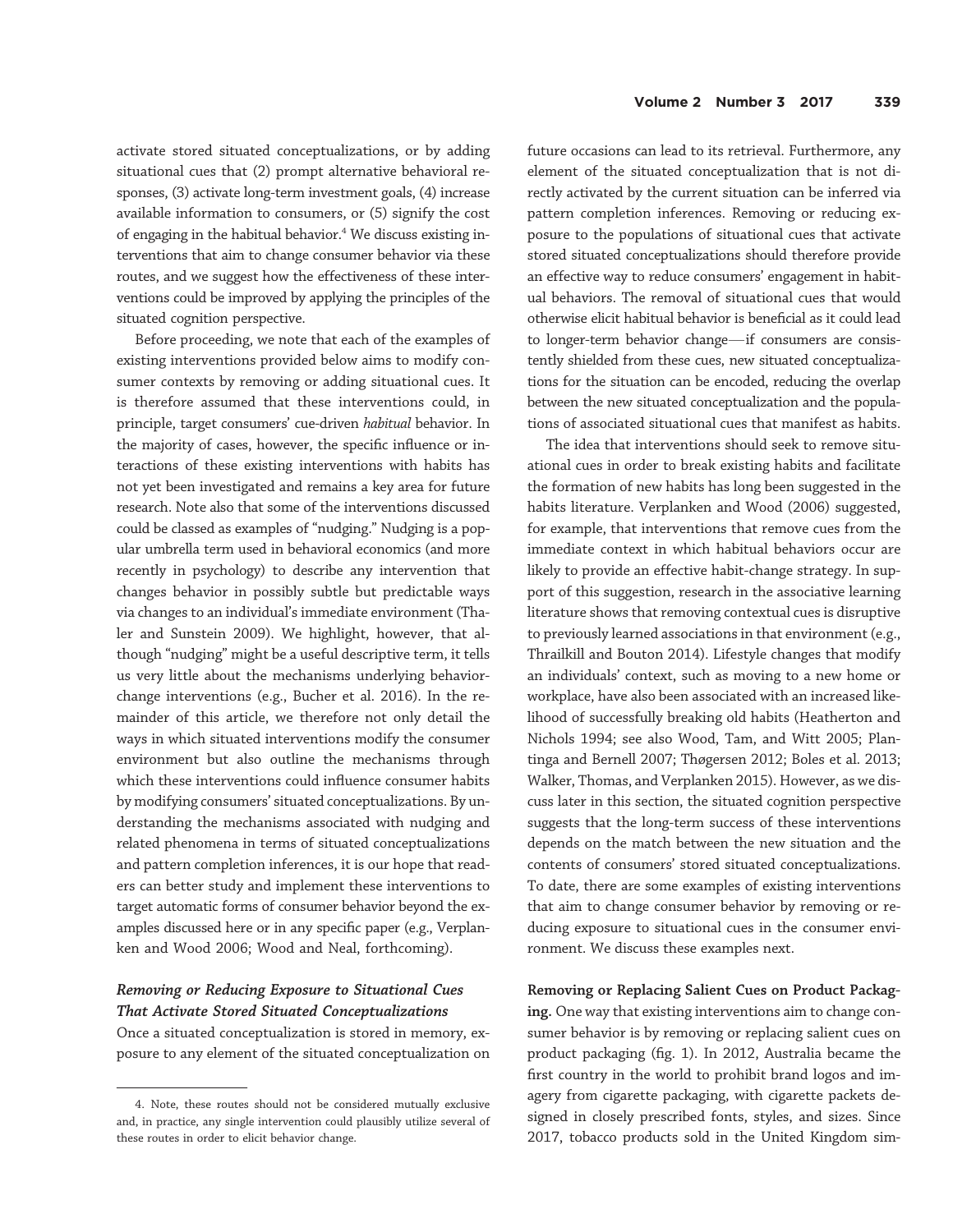activate stored situated conceptualizations, or by adding situational cues that (2) prompt alternative behavioral responses, (3) activate long-term investment goals, (4) increase available information to consumers, or (5) signify the cost of engaging in the habitual behavior.[4] We discuss existing interventions that aim to change consumer behavior via these routes, and we suggest how the effectiveness of these interventions could be improved by applying the principles of the situated cognition perspective.

Before proceeding, we note that each of the examples of existing interventions provided below aims to modify consumer contexts by removing or adding situational cues. It is therefore assumed that these interventions could, in principle, target consumers' cue-driven *habitual* behavior. In the majority of cases, however, the specific influence or interactions of these existing interventions with habits has not yet been investigated and remains a key area for future research. Note also that some of the interventions discussed could be classed as examples of "nudging." Nudging is a popular umbrella term used in behavioral economics (and more recently in psychology) to describe any intervention that changes behavior in possibly subtle but predictable ways via changes to an individual's immediate environment (Thaler and Sunstein 2009). We highlight, however, that although "nudging" might be a useful descriptive term, it tells us very little about the mechanisms underlying behavior-change interventions (e.g., Bucher et al. 2016). In the remainder of this article, we therefore not only detail the ways in which situated interventions modify the consumer environment but also outline the mechanisms through which these interventions could influence consumer habits by modifying consumers' situated conceptualizations. By understanding the mechanisms associated with nudging and related phenomena in terms of situated conceptualizations and pattern completion inferences, it is our hope that readers can better study and implement these interventions to target automatic forms of consumer behavior beyond the examples discussed here or in any specific paper (e.g., Verplanken and Wood 2006; Wood and Neal, forthcoming).

### *Removing or Reducing Exposure to Situational Cues That Activate Stored Situated Conceptualizations*

Once a situated conceptualization is stored in memory, exposure to any element of the situated conceptualization on future occasions can lead to its retrieval. Furthermore, any element of the situated conceptualization that is not directly activated by the current situation can be inferred via pattern completion inferences. Removing or reducing exposure to the populations of situational cues that activate stored situated conceptualizations should therefore provide an effective way to reduce consumers' engagement in habitual behaviors. The removal of situational cues that would otherwise elicit habitual behavior is beneficial as it could lead to longer-term behavior change—if consumers are consistently shielded from these cues, new situated conceptualizations for the situation can be encoded, reducing the overlap between the new situated conceptualization and the populations of associated situational cues that manifest as habits.

The idea that interventions should seek to remove situational cues in order to break existing habits and facilitate the formation of new habits has long been suggested in the habits literature. Verplanken and Wood (2006) suggested, for example, that interventions that remove cues from the immediate context in which habitual behaviors occur are likely to provide an effective habit-change strategy. In support of this suggestion, research in the associative learning literature shows that removing contextual cues is disruptive to previously learned associations in that environment (e.g., Thrailkill and Bouton 2014). Lifestyle changes that modify an individuals' context, such as moving to a new home or workplace, have also been associated with an increased likelihood of successfully breaking old habits (Heatherton and Nichols 1994; see also Wood, Tam, and Witt 2005; Plantinga and Bernell 2007; Thøgersen 2012; Boles et al. 2013; Walker, Thomas, and Verplanken 2015). However, as we discuss later in this section, the situated cognition perspective suggests that the long-term success of these interventions depends on the match between the new situation and the contents of consumers' stored situated conceptualizations. To date, there are some examples of existing interventions that aim to change consumer behavior by removing or reducing exposure to situational cues in the consumer environment. We discuss these examples next.

**Removing or Replacing Salient Cues on Product Packaging.** One way that existing interventions aim to change consumer behavior is by removing or replacing salient cues on product packaging (fig. 1). In 2012, Australia became the first country in the world to prohibit brand logos and imagery from cigarette packaging, with cigarette packets designed in closely prescribed fonts, styles, and sizes. Since 2017, tobacco products sold in the United Kingdom sim-

4. Note, these routes should not be considered mutually exclusive and, in practice, any single intervention could plausibly utilize several of these routes in order to elicit behavior change.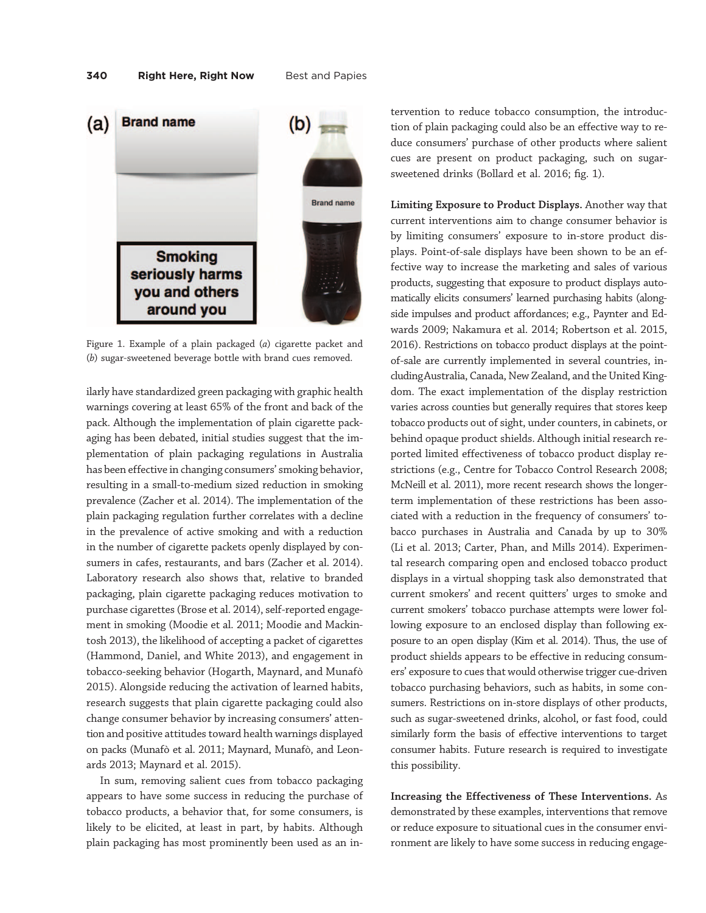Figure 1. Example of a plain packaged (*a*) cigarette packet and (*b*) sugar-sweetened beverage bottle with brand cues removed.

ilarly have standardized green packaging with graphic health warnings covering at least 65% of the front and back of the pack. Although the implementation of plain cigarette packaging has been debated, initial studies suggest that the implementation of plain packaging regulations in Australia has been effective in changing consumers' smoking behavior, resulting in a small-to-medium sized reduction in smoking prevalence (Zacher et al. 2014). The implementation of the plain packaging regulation further correlates with a decline in the prevalence of active smoking and with a reduction in the number of cigarette packets openly displayed by consumers in cafes, restaurants, and bars (Zacher et al. 2014). Laboratory research also shows that, relative to branded packaging, plain cigarette packaging reduces motivation to purchase cigarettes (Brose et al. 2014), self-reported engagement in smoking (Moodie et al. 2011; Moodie and Mackintosh 2013), the likelihood of accepting a packet of cigarettes (Hammond, Daniel, and White 2013), and engagement in tobacco-seeking behavior (Hogarth, Maynard, and Munafò 2015). Alongside reducing the activation of learned habits, research suggests that plain cigarette packaging could also change consumer behavior by increasing consumers' attention and positive attitudes toward health warnings displayed on packs (Munafò et al. 2011; Maynard, Munafò, and Leonards 2013; Maynard et al. 2015).

In sum, removing salient cues from tobacco packaging appears to have some success in reducing the purchase of tobacco products, a behavior that, for some consumers, is likely to be elicited, at least in part, by habits. Although plain packaging has most prominently been used as an intervention to reduce tobacco consumption, the introduction of plain packaging could also be an effective way to reduce consumers' purchase of other products where salient cues are present on product packaging, such on sugar-sweetened drinks (Bollard et al. 2016; fig. 1).

**Limiting Exposure to Product Displays.** Another way that current interventions aim to change consumer behavior is by limiting consumers' exposure to in-store product displays. Point-of-sale displays have been shown to be an effective way to increase the marketing and sales of various products, suggesting that exposure to product displays automatically elicits consumers' learned purchasing habits (alongside impulses and product affordances; e.g., Paynter and Edwards 2009; Nakamura et al. 2014; Robertson et al. 2015, 2016). Restrictions on tobacco product displays at the point-of-sale are currently implemented in several countries, including Australia, Canada, New Zealand, and the United Kingdom. The exact implementation of the display restriction varies across counties but generally requires that stores keep tobacco products out of sight, under counters, in cabinets, or behind opaque product shields. Although initial research reported limited effectiveness of tobacco product display restrictions (e.g., Centre for Tobacco Control Research 2008; McNeill et al. 2011), more recent research shows the longer-term implementation of these restrictions has been associated with a reduction in the frequency of consumers' tobacco purchases in Australia and Canada by up to 30% (Li et al. 2013; Carter, Phan, and Mills 2014). Experimental research comparing open and enclosed tobacco product displays in a virtual shopping task also demonstrated that current smokers' and recent quitters' urges to smoke and current smokers' tobacco purchase attempts were lower following exposure to an enclosed display than following exposure to an open display (Kim et al. 2014). Thus, the use of product shields appears to be effective in reducing consumers' exposure to cues that would otherwise trigger cue-driven tobacco purchasing behaviors, such as habits, in some consumers. Restrictions on in-store displays of other products, such as sugar-sweetened drinks, alcohol, or fast food, could similarly form the basis of effective interventions to target consumer habits. Future research is required to investigate this possibility.

**Increasing the Effectiveness of These Interventions.** As demonstrated by these examples, interventions that remove or reduce exposure to situational cues in the consumer environment are likely to have some success in reducing engage-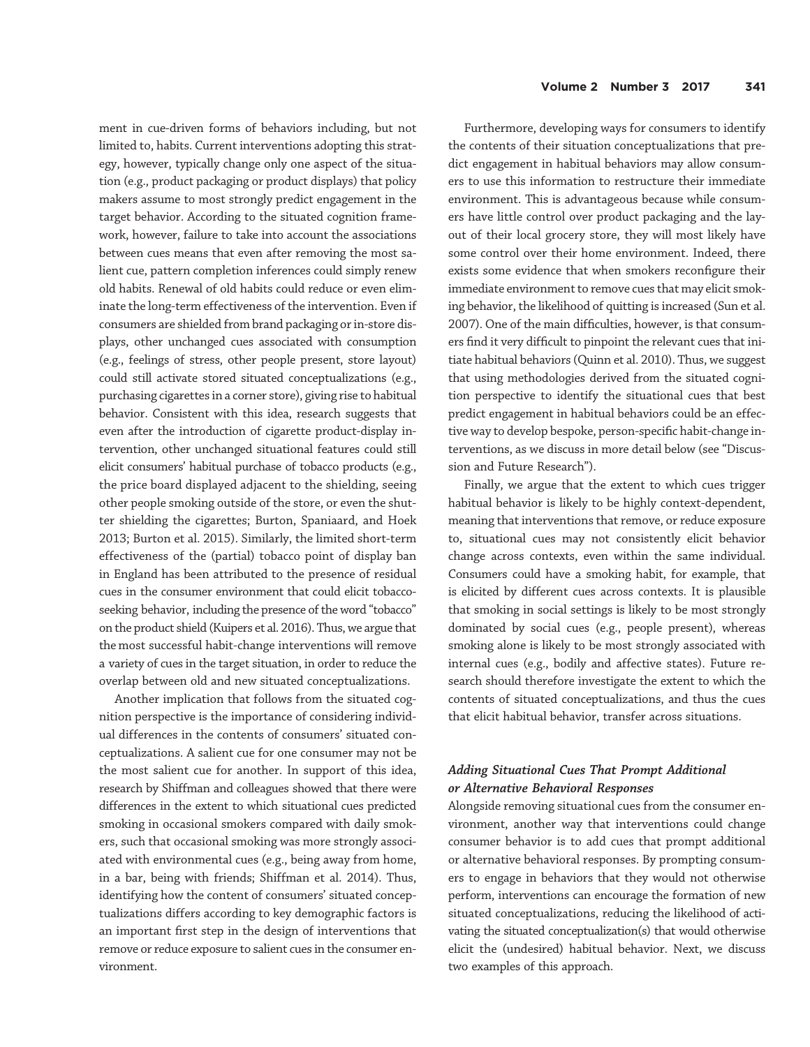ment in cue-driven forms of behaviors including, but not limited to, habits. Current interventions adopting this strategy, however, typically change only one aspect of the situation (e.g., product packaging or product displays) that policy makers assume to most strongly predict engagement in the target behavior. According to the situated cognition framework, however, failure to take into account the associations between cues means that even after removing the most salient cue, pattern completion inferences could simply renew old habits. Renewal of old habits could reduce or even eliminate the long-term effectiveness of the intervention. Even if consumers are shielded from brand packaging or in-store displays, other unchanged cues associated with consumption (e.g., feelings of stress, other people present, store layout) could still activate stored situated conceptualizations (e.g., purchasing cigarettes in a corner store), giving rise to habitual behavior. Consistent with this idea, research suggests that even after the introduction of cigarette product-display intervention, other unchanged situational features could still elicit consumers' habitual purchase of tobacco products (e.g., the price board displayed adjacent to the shielding, seeing other people smoking outside of the store, or even the shutter shielding the cigarettes; Burton, Spaniaard, and Hoek 2013; Burton et al. 2015). Similarly, the limited short-term effectiveness of the (partial) tobacco point of display ban in England has been attributed to the presence of residual cues in the consumer environment that could elicit tobacco-seeking behavior, including the presence of the word "tobacco" on the product shield (Kuipers et al. 2016). Thus, we argue that the most successful habit-change interventions will remove a variety of cues in the target situation, in order to reduce the overlap between old and new situated conceptualizations.

Another implication that follows from the situated cognition perspective is the importance of considering individual differences in the contents of consumers' situated conceptualizations. A salient cue for one consumer may not be the most salient cue for another. In support of this idea, research by Shiffman and colleagues showed that there were differences in the extent to which situational cues predicted smoking in occasional smokers compared with daily smokers, such that occasional smoking was more strongly associated with environmental cues (e.g., being away from home, in a bar, being with friends; Shiffman et al. 2014). Thus, identifying how the content of consumers' situated conceptualizations differs according to key demographic factors is an important first step in the design of interventions that remove or reduce exposure to salient cues in the consumer environment.

Furthermore, developing ways for consumers to identify the contents of their situation conceptualizations that predict engagement in habitual behaviors may allow consumers to use this information to restructure their immediate environment. This is advantageous because while consumers have little control over product packaging and the layout of their local grocery store, they will most likely have some control over their home environment. Indeed, there exists some evidence that when smokers reconfigure their immediate environment to remove cues that may elicit smoking behavior, the likelihood of quitting is increased (Sun et al. 2007). One of the main difficulties, however, is that consumers find it very difficult to pinpoint the relevant cues that initiate habitual behaviors (Quinn et al. 2010). Thus, we suggest that using methodologies derived from the situated cognition perspective to identify the situational cues that best predict engagement in habitual behaviors could be an effective way to develop bespoke, person-specific habit-change interventions, as we discuss in more detail below (see "Discussion and Future Research").

Finally, we argue that the extent to which cues trigger habitual behavior is likely to be highly context-dependent, meaning that interventions that remove, or reduce exposure to, situational cues may not consistently elicit behavior change across contexts, even within the same individual. Consumers could have a smoking habit, for example, that is elicited by different cues across contexts. It is plausible that smoking in social settings is likely to be most strongly dominated by social cues (e.g., people present), whereas smoking alone is likely to be most strongly associated with internal cues (e.g., bodily and affective states). Future research should therefore investigate the extent to which the contents of situated conceptualizations, and thus the cues that elicit habitual behavior, transfer across situations.

### *Adding Situational Cues That Prompt Additional or Alternative Behavioral Responses*

Alongside removing situational cues from the consumer environment, another way that interventions could change consumer behavior is to add cues that prompt additional or alternative behavioral responses. By prompting consumers to engage in behaviors that they would not otherwise perform, interventions can encourage the formation of new situated conceptualizations, reducing the likelihood of activating the situated conceptualization(s) that would otherwise elicit the (undesired) habitual behavior. Next, we discuss two examples of this approach.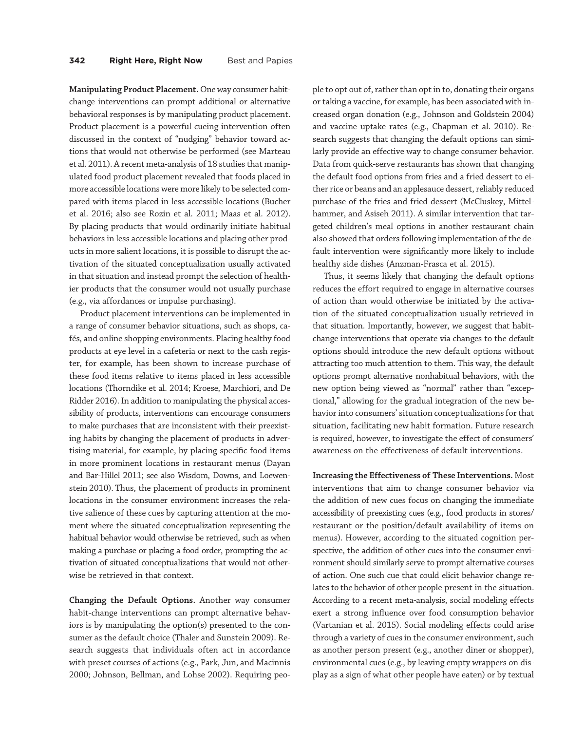**Manipulating Product Placement.** One way consumer habit-change interventions can prompt additional or alternative behavioral responses is by manipulating product placement. Product placement is a powerful cueing intervention often discussed in the context of "nudging" behavior toward actions that would not otherwise be performed (see Marteau et al. 2011). A recent meta-analysis of 18 studies that manipulated food product placement revealed that foods placed in more accessible locations were more likely to be selected compared with items placed in less accessible locations (Bucher et al. 2016; also see Rozin et al. 2011; Maas et al. 2012). By placing products that would ordinarily initiate habitual behaviors in less accessible locations and placing other products in more salient locations, it is possible to disrupt the activation of the situated conceptualization usually activated in that situation and instead prompt the selection of healthier products that the consumer would not usually purchase (e.g., via affordances or impulse purchasing).

Product placement interventions can be implemented in a range of consumer behavior situations, such as shops, cafés, and online shopping environments. Placing healthy food products at eye level in a cafeteria or next to the cash register, for example, has been shown to increase purchase of these food items relative to items placed in less accessible locations (Thorndike et al. 2014; Kroese, Marchiori, and De Ridder 2016). In addition to manipulating the physical accessibility of products, interventions can encourage consumers to make purchases that are inconsistent with their preexisting habits by changing the placement of products in advertising material, for example, by placing specific food items in more prominent locations in restaurant menus (Dayan and Bar-Hillel 2011; see also Wisdom, Downs, and Loewenstein 2010). Thus, the placement of products in prominent locations in the consumer environment increases the relative salience of these cues by capturing attention at the moment where the situated conceptualization representing the habitual behavior would otherwise be retrieved, such as when making a purchase or placing a food order, prompting the activation of situated conceptualizations that would not otherwise be retrieved in that context.

**Changing the Default Options.** Another way consumer habit-change interventions can prompt alternative behaviors is by manipulating the option(s) presented to the consumer as the default choice (Thaler and Sunstein 2009). Research suggests that individuals often act in accordance with preset courses of actions (e.g., Park, Jun, and Macinnis 2000; Johnson, Bellman, and Lohse 2002). Requiring people to opt out of, rather than opt in to, donating their organs or taking a vaccine, for example, has been associated with increased organ donation (e.g., Johnson and Goldstein 2004) and vaccine uptake rates (e.g., Chapman et al. 2010). Research suggests that changing the default options can similarly provide an effective way to change consumer behavior. Data from quick-serve restaurants has shown that changing the default food options from fries and a fried dessert to either rice or beans and an applesauce dessert, reliably reduced purchase of the fries and fried dessert (McCluskey, Mittelhammer, and Asiseh 2011). A similar intervention that targeted children's meal options in another restaurant chain also showed that orders following implementation of the default intervention were significantly more likely to include healthy side dishes (Anzman-Frasca et al. 2015).

Thus, it seems likely that changing the default options reduces the effort required to engage in alternative courses of action than would otherwise be initiated by the activation of the situated conceptualization usually retrieved in that situation. Importantly, however, we suggest that habit-change interventions that operate via changes to the default options should introduce the new default options without attracting too much attention to them. This way, the default options prompt alternative nonhabitual behaviors, with the new option being viewed as "normal" rather than "exceptional," allowing for the gradual integration of the new behavior into consumers' situation conceptualizations for that situation, facilitating new habit formation. Future research is required, however, to investigate the effect of consumers' awareness on the effectiveness of default interventions.

**Increasing the Effectiveness of These Interventions.** Most interventions that aim to change consumer behavior via the addition of new cues focus on changing the immediate accessibility of preexisting cues (e.g., food products in stores/restaurant or the position/default availability of items on menus). However, according to the situated cognition perspective, the addition of other cues into the consumer environment should similarly serve to prompt alternative courses of action. One such cue that could elicit behavior change relates to the behavior of other people present in the situation. According to a recent meta-analysis, social modeling effects exert a strong influence over food consumption behavior (Vartanian et al. 2015). Social modeling effects could arise through a variety of cues in the consumer environment, such as another person present (e.g., another diner or shopper), environmental cues (e.g., by leaving empty wrappers on display as a sign of what other people have eaten) or by textual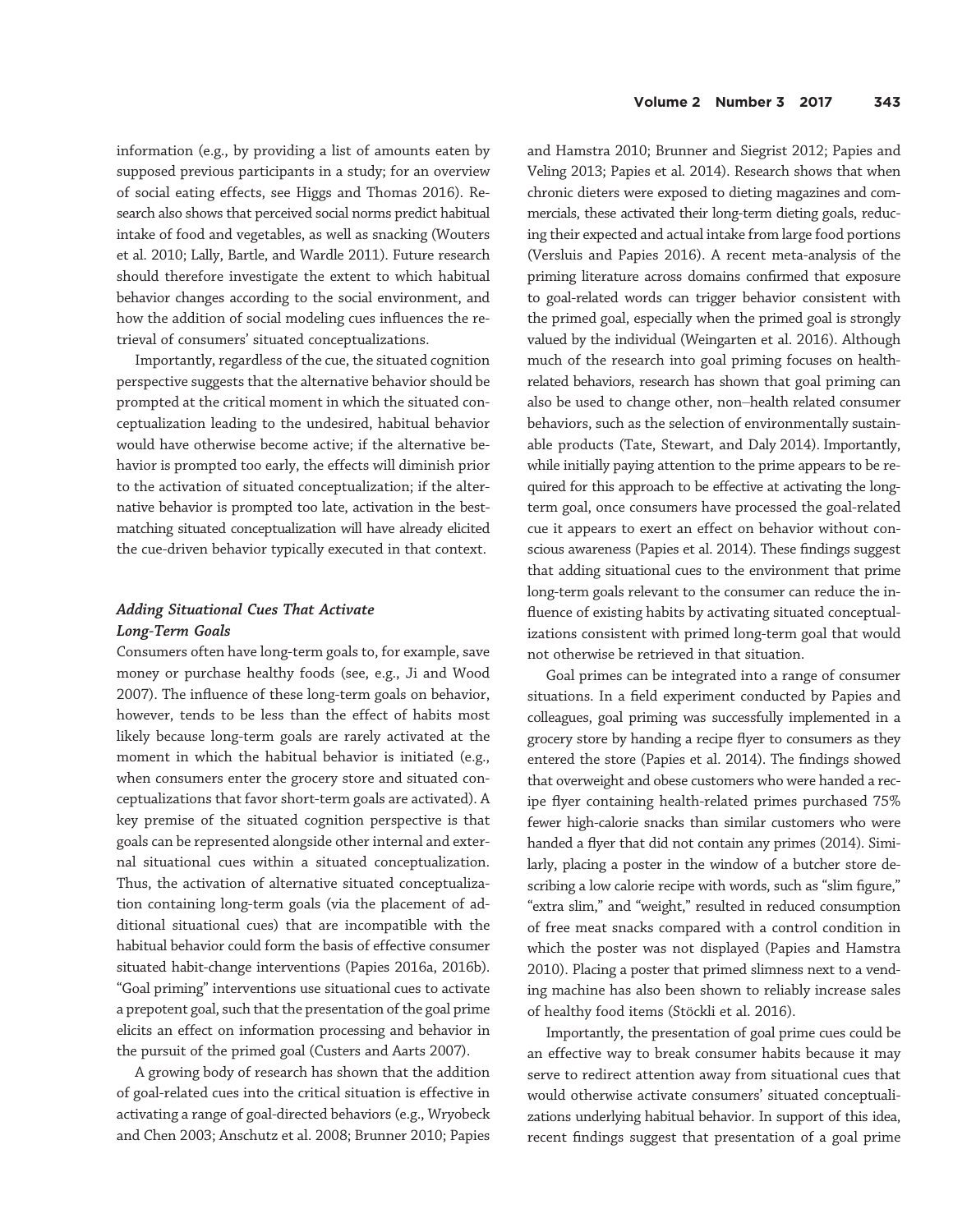information (e.g., by providing a list of amounts eaten by supposed previous participants in a study; for an overview of social eating effects, see Higgs and Thomas 2016). Research also shows that perceived social norms predict habitual intake of food and vegetables, as well as snacking (Wouters et al. 2010; Lally, Bartle, and Wardle 2011). Future research should therefore investigate the extent to which habitual behavior changes according to the social environment, and how the addition of social modeling cues influences the retrieval of consumers' situated conceptualizations.

Importantly, regardless of the cue, the situated cognition perspective suggests that the alternative behavior should be prompted at the critical moment in which the situated conceptualization leading to the undesired, habitual behavior would have otherwise become active; if the alternative behavior is prompted too early, the effects will diminish prior to the activation of situated conceptualization; if the alternative behavior is prompted too late, activation in the best-matching situated conceptualization will have already elicited the cue-driven behavior typically executed in that context.

### *Adding Situational Cues That Activate Long-Term Goals*

Consumers often have long-term goals to, for example, save money or purchase healthy foods (see, e.g., Ji and Wood 2007). The influence of these long-term goals on behavior, however, tends to be less than the effect of habits most likely because long-term goals are rarely activated at the moment in which the habitual behavior is initiated (e.g., when consumers enter the grocery store and situated conceptualizations that favor short-term goals are activated). A key premise of the situated cognition perspective is that goals can be represented alongside other internal and external situational cues within a situated conceptualization. Thus, the activation of alternative situated conceptualization containing long-term goals (via the placement of additional situational cues) that are incompatible with the habitual behavior could form the basis of effective consumer situated habit-change interventions (Papies 2016a, 2016b). "Goal priming" interventions use situational cues to activate a prepotent goal, such that the presentation of the goal prime elicits an effect on information processing and behavior in the pursuit of the primed goal (Custers and Aarts 2007).

A growing body of research has shown that the addition of goal-related cues into the critical situation is effective in activating a range of goal-directed behaviors (e.g., Wryobeck and Chen 2003; Anschutz et al. 2008; Brunner 2010; Papies and Hamstra 2010; Brunner and Siegrist 2012; Papies and Veling 2013; Papies et al. 2014). Research shows that when chronic dieters were exposed to dieting magazines and commercials, these activated their long-term dieting goals, reducing their expected and actual intake from large food portions (Versluis and Papies 2016). A recent meta-analysis of the priming literature across domains confirmed that exposure to goal-related words can trigger behavior consistent with the primed goal, especially when the primed goal is strongly valued by the individual (Weingarten et al. 2016). Although much of the research into goal priming focuses on health-related behaviors, research has shown that goal priming can also be used to change other, non–health related consumer behaviors, such as the selection of environmentally sustainable products (Tate, Stewart, and Daly 2014). Importantly, while initially paying attention to the prime appears to be required for this approach to be effective at activating the long-term goal, once consumers have processed the goal-related cue it appears to exert an effect on behavior without conscious awareness (Papies et al. 2014). These findings suggest that adding situational cues to the environment that prime long-term goals relevant to the consumer can reduce the influence of existing habits by activating situated conceptualizations consistent with primed long-term goal that would not otherwise be retrieved in that situation.

Goal primes can be integrated into a range of consumer situations. In a field experiment conducted by Papies and colleagues, goal priming was successfully implemented in a grocery store by handing a recipe flyer to consumers as they entered the store (Papies et al. 2014). The findings showed that overweight and obese customers who were handed a recipe flyer containing health-related primes purchased 75% fewer high-calorie snacks than similar customers who were handed a flyer that did not contain any primes (2014). Similarly, placing a poster in the window of a butcher store describing a low calorie recipe with words, such as "slim figure," "extra slim," and "weight," resulted in reduced consumption of free meat snacks compared with a control condition in which the poster was not displayed (Papies and Hamstra 2010). Placing a poster that primed slimness next to a vending machine has also been shown to reliably increase sales of healthy food items (Stöckli et al. 2016).

Importantly, the presentation of goal prime cues could be an effective way to break consumer habits because it may serve to redirect attention away from situational cues that would otherwise activate consumers' situated conceptualizations underlying habitual behavior. In support of this idea, recent findings suggest that presentation of a goal prime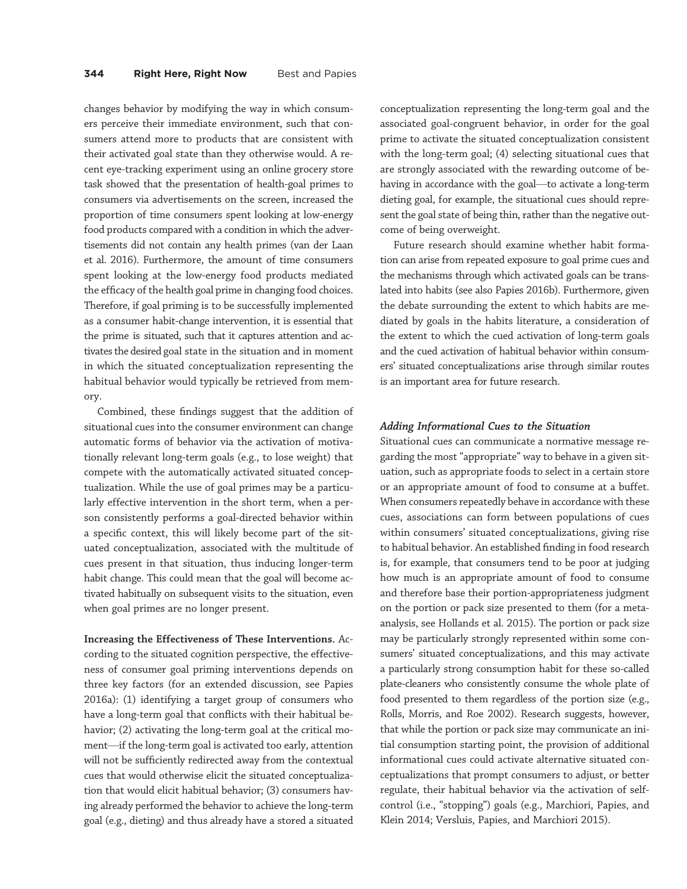changes behavior by modifying the way in which consumers perceive their immediate environment, such that consumers attend more to products that are consistent with their activated goal state than they otherwise would. A recent eye-tracking experiment using an online grocery store task showed that the presentation of health-goal primes to consumers via advertisements on the screen, increased the proportion of time consumers spent looking at low-energy food products compared with a condition in which the advertisements did not contain any health primes (van der Laan et al. 2016). Furthermore, the amount of time consumers spent looking at the low-energy food products mediated the efficacy of the health goal prime in changing food choices. Therefore, if goal priming is to be successfully implemented as a consumer habit-change intervention, it is essential that the prime is situated, such that it captures attention and activates the desired goal state in the situation and in moment in which the situated conceptualization representing the habitual behavior would typically be retrieved from memory.

Combined, these findings suggest that the addition of situational cues into the consumer environment can change automatic forms of behavior via the activation of motivationally relevant long-term goals (e.g., to lose weight) that compete with the automatically activated situated conceptualization. While the use of goal primes may be a particularly effective intervention in the short term, when a person consistently performs a goal-directed behavior within a specific context, this will likely become part of the situated conceptualization, associated with the multitude of cues present in that situation, thus inducing longer-term habit change. This could mean that the goal will become activated habitually on subsequent visits to the situation, even when goal primes are no longer present.

**Increasing the Effectiveness of These Interventions.** According to the situated cognition perspective, the effectiveness of consumer goal priming interventions depends on three key factors (for an extended discussion, see Papies 2016a): (1) identifying a target group of consumers who have a long-term goal that conflicts with their habitual behavior; (2) activating the long-term goal at the critical moment—if the long-term goal is activated too early, attention will not be sufficiently redirected away from the contextual cues that would otherwise elicit the situated conceptualization that would elicit habitual behavior; (3) consumers having already performed the behavior to achieve the long-term goal (e.g., dieting) and thus already have a stored a situated conceptualization representing the long-term goal and the associated goal-congruent behavior, in order for the goal prime to activate the situated conceptualization consistent with the long-term goal; (4) selecting situational cues that are strongly associated with the rewarding outcome of behaving in accordance with the goal—to activate a long-term dieting goal, for example, the situational cues should represent the goal state of being thin, rather than the negative outcome of being overweight.

Future research should examine whether habit formation can arise from repeated exposure to goal prime cues and the mechanisms through which activated goals can be translated into habits (see also Papies 2016b). Furthermore, given the debate surrounding the extent to which habits are mediated by goals in the habits literature, a consideration of the extent to which the cued activation of long-term goals and the cued activation of habitual behavior within consumers' situated conceptualizations arise through similar routes is an important area for future research.

### *Adding Informational Cues to the Situation*

Situational cues can communicate a normative message regarding the most "appropriate" way to behave in a given situation, such as appropriate foods to select in a certain store or an appropriate amount of food to consume at a buffet. When consumers repeatedly behave in accordance with these cues, associations can form between populations of cues within consumers' situated conceptualizations, giving rise to habitual behavior. An established finding in food research is, for example, that consumers tend to be poor at judging how much is an appropriate amount of food to consume and therefore base their portion-appropriateness judgment on the portion or pack size presented to them (for a meta-analysis, see Hollands et al. 2015). The portion or pack size may be particularly strongly represented within some consumers' situated conceptualizations, and this may activate a particularly strong consumption habit for these so-called plate-cleaners who consistently consume the whole plate of food presented to them regardless of the portion size (e.g., Rolls, Morris, and Roe 2002). Research suggests, however, that while the portion or pack size may communicate an initial consumption starting point, the provision of additional informational cues could activate alternative situated conceptualizations that prompt consumers to adjust, or better regulate, their habitual behavior via the activation of self-control (i.e., "stopping") goals (e.g., Marchiori, Papies, and Klein 2014; Versluis, Papies, and Marchiori 2015).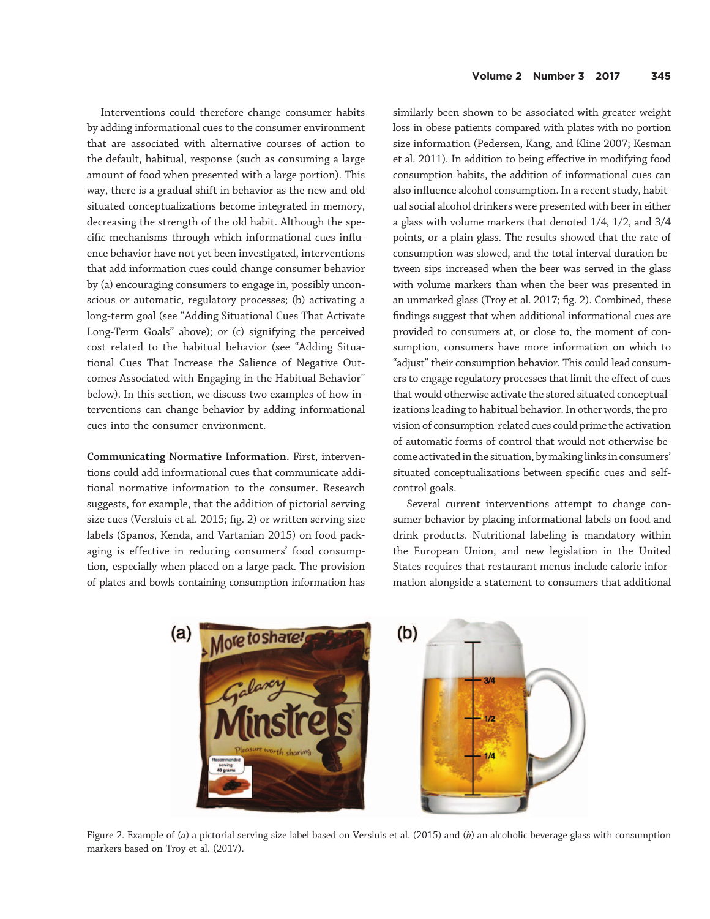Interventions could therefore change consumer habits by adding informational cues to the consumer environment that are associated with alternative courses of action to the default, habitual, response (such as consuming a large amount of food when presented with a large portion). This way, there is a gradual shift in behavior as the new and old situated conceptualizations become integrated in memory, decreasing the strength of the old habit. Although the specific mechanisms through which informational cues influence behavior have not yet been investigated, interventions that add information cues could change consumer behavior by (a) encouraging consumers to engage in, possibly unconscious or automatic, regulatory processes; (b) activating a long-term goal (see "Adding Situational Cues That Activate Long-Term Goals" above); or (c) signifying the perceived cost related to the habitual behavior (see "Adding Situational Cues That Increase the Salience of Negative Outcomes Associated with Engaging in the Habitual Behavior" below). In this section, we discuss two examples of how interventions can change behavior by adding informational cues into the consumer environment.

**Communicating Normative Information.** First, interventions could add informational cues that communicate additional normative information to the consumer. Research suggests, for example, that the addition of pictorial serving size cues (Versluis et al. 2015; fig. 2) or written serving size labels (Spanos, Kenda, and Vartanian 2015) on food packaging is effective in reducing consumers' food consumption, especially when placed on a large pack. The provision of plates and bowls containing consumption information has similarly been shown to be associated with greater weight loss in obese patients compared with plates with no portion size information (Pedersen, Kang, and Kline 2007; Kesman et al. 2011). In addition to being effective in modifying food consumption habits, the addition of informational cues can also influence alcohol consumption. In a recent study, habitual social alcohol drinkers were presented with beer in either a glass with volume markers that denoted 1/4, 1/2, and 3/4 points, or a plain glass. The results showed that the rate of consumption was slowed, and the total interval duration between sips increased when the beer was served in the glass with volume markers than when the beer was presented in an unmarked glass (Troy et al. 2017; fig. 2). Combined, these findings suggest that when additional informational cues are provided to consumers at, or close to, the moment of consumption, consumers have more information on which to "adjust" their consumption behavior. This could lead consumers to engage regulatory processes that limit the effect of cues that would otherwise activate the stored situated conceptualizations leading to habitual behavior. In other words, the provision of consumption-related cues could prime the activation of automatic forms of control that would not otherwise become activated in the situation, by making links in consumers' situated conceptualizations between specific cues and self-control goals.

Several current interventions attempt to change consumer behavior by placing informational labels on food and drink products. Nutritional labeling is mandatory within the European Union, and new legislation in the United States requires that restaurant menus include calorie information alongside a statement to consumers that additional

Figure 2. Example of (*a*) a pictorial serving size label based on Versluis et al. (2015) and (*b*) an alcoholic beverage glass with consumption markers based on Troy et al. (2017).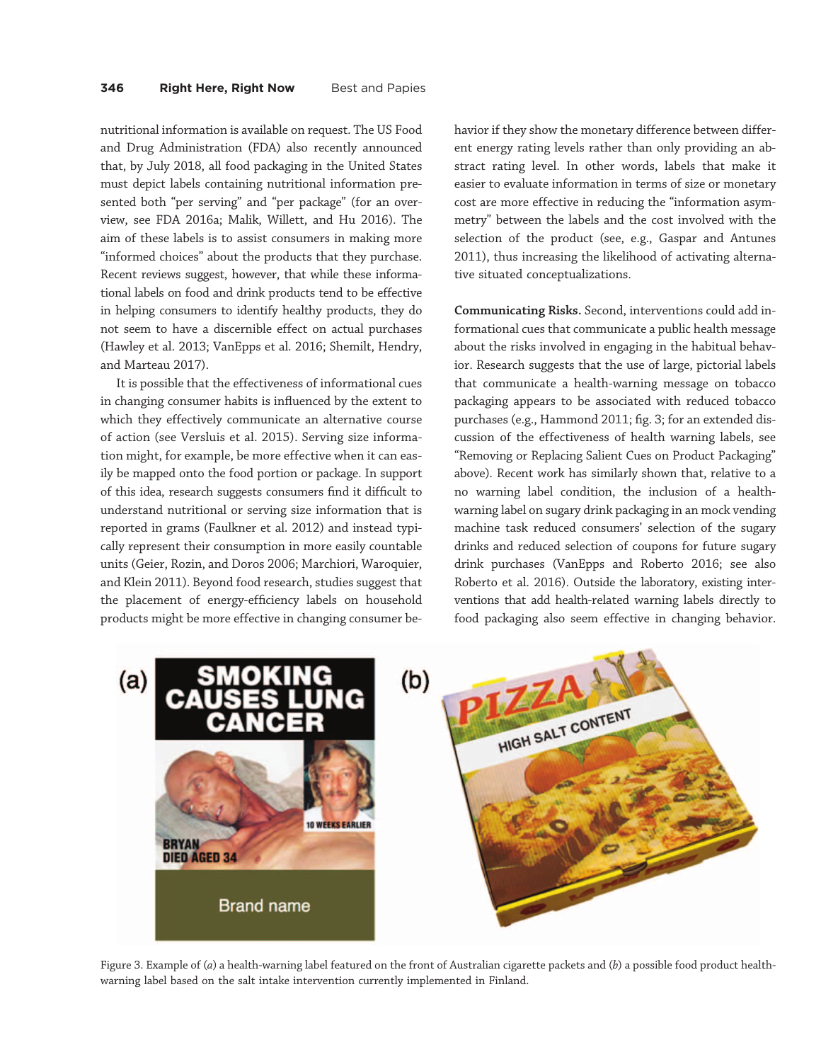nutritional information is available on request. The US Food and Drug Administration (FDA) also recently announced that, by July 2018, all food packaging in the United States must depict labels containing nutritional information presented both "per serving" and "per package" (for an overview, see FDA 2016a; Malik, Willett, and Hu 2016). The aim of these labels is to assist consumers in making more "informed choices" about the products that they purchase. Recent reviews suggest, however, that while these informational labels on food and drink products tend to be effective in helping consumers to identify healthy products, they do not seem to have a discernible effect on actual purchases (Hawley et al. 2013; VanEpps et al. 2016; Shemilt, Hendry, and Marteau 2017).

It is possible that the effectiveness of informational cues in changing consumer habits is influenced by the extent to which they effectively communicate an alternative course of action (see Versluis et al. 2015). Serving size information might, for example, be more effective when it can easily be mapped onto the food portion or package. In support of this idea, research suggests consumers find it difficult to understand nutritional or serving size information that is reported in grams (Faulkner et al. 2012) and instead typically represent their consumption in more easily countable units (Geier, Rozin, and Doros 2006; Marchiori, Waroquier, and Klein 2011). Beyond food research, studies suggest that the placement of energy-efficiency labels on household products might be more effective in changing consumer behavior if they show the monetary difference between different energy rating levels rather than only providing an abstract rating level. In other words, labels that make it easier to evaluate information in terms of size or monetary cost are more effective in reducing the "information asymmetry" between the labels and the cost involved with the selection of the product (see, e.g., Gaspar and Antunes 2011), thus increasing the likelihood of activating alternative situated conceptualizations.

**Communicating Risks.** Second, interventions could add informational cues that communicate a public health message about the risks involved in engaging in the habitual behavior. Research suggests that the use of large, pictorial labels that communicate a health-warning message on tobacco packaging appears to be associated with reduced tobacco purchases (e.g., Hammond 2011; fig. 3; for an extended discussion of the effectiveness of health warning labels, see "Removing or Replacing Salient Cues on Product Packaging" above). Recent work has similarly shown that, relative to a no warning label condition, the inclusion of a health-warning label on sugary drink packaging in an mock vending machine task reduced consumers' selection of the sugary drinks and reduced selection of coupons for future sugary drink purchases (VanEpps and Roberto 2016; see also Roberto et al. 2016). Outside the laboratory, existing interventions that add health-related warning labels directly to food packaging also seem effective in changing behavior.

Figure 3. Example of (*a*) a health-warning label featured on the front of Australian cigarette packets and (*b*) a possible food product health-warning label based on the salt intake intervention currently implemented in Finland.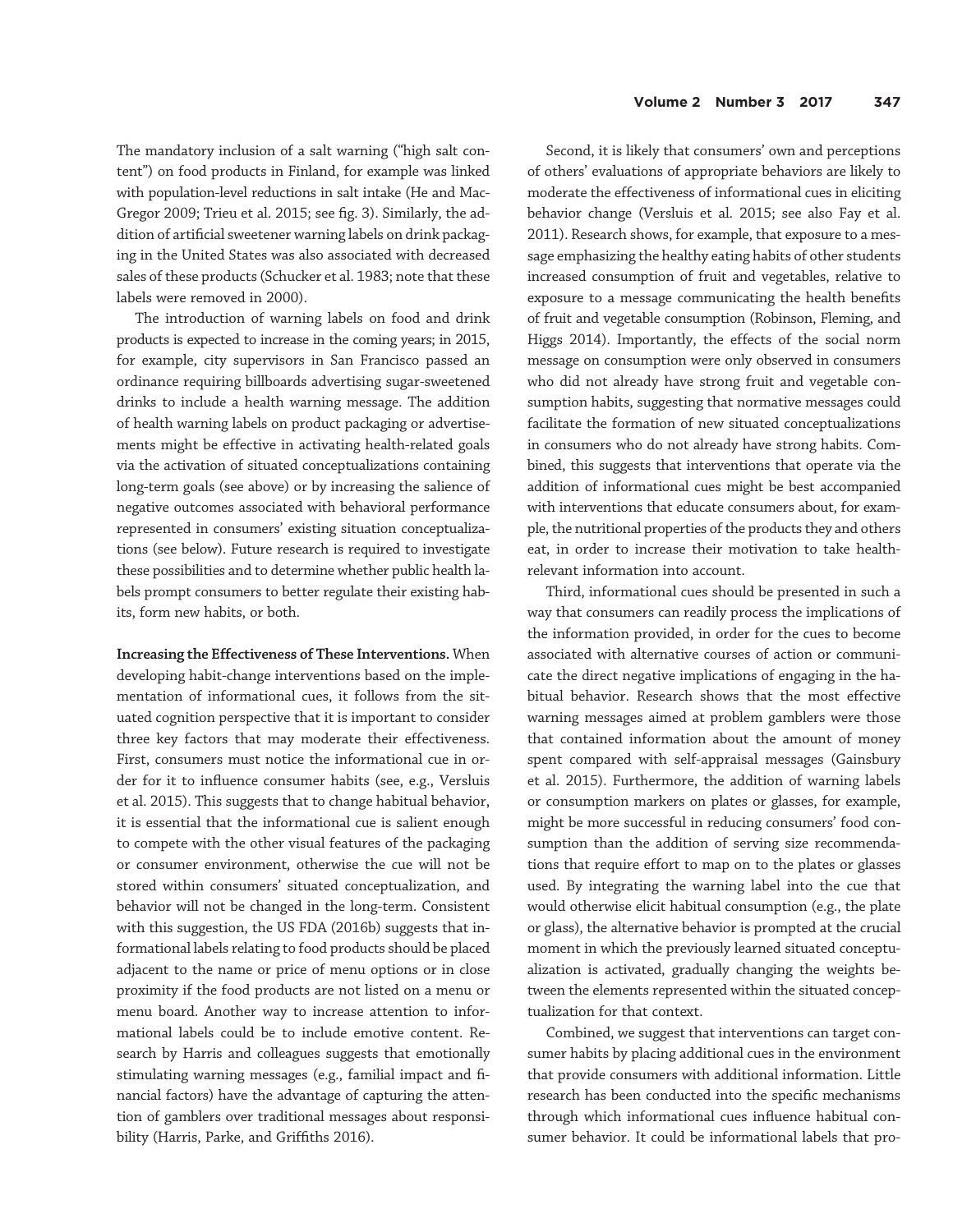The mandatory inclusion of a salt warning ("high salt content") on food products in Finland, for example was linked with population-level reductions in salt intake (He and MacGregor 2009; Trieu et al. 2015; see fig. 3). Similarly, the addition of artificial sweetener warning labels on drink packaging in the United States was also associated with decreased sales of these products (Schucker et al. 1983; note that these labels were removed in 2000).

The introduction of warning labels on food and drink products is expected to increase in the coming years; in 2015, for example, city supervisors in San Francisco passed an ordinance requiring billboards advertising sugar-sweetened drinks to include a health warning message. The addition of health warning labels on product packaging or advertisements might be effective in activating health-related goals via the activation of situated conceptualizations containing long-term goals (see above) or by increasing the salience of negative outcomes associated with behavioral performance represented in consumers' existing situation conceptualizations (see below). Future research is required to investigate these possibilities and to determine whether public health labels prompt consumers to better regulate their existing habits, form new habits, or both.

**Increasing the Effectiveness of These Interventions.** When developing habit-change interventions based on the implementation of informational cues, it follows from the situated cognition perspective that it is important to consider three key factors that may moderate their effectiveness. First, consumers must notice the informational cue in order for it to influence consumer habits (see, e.g., Versluis et al. 2015). This suggests that to change habitual behavior, it is essential that the informational cue is salient enough to compete with the other visual features of the packaging or consumer environment, otherwise the cue will not be stored within consumers' situated conceptualization, and behavior will not be changed in the long-term. Consistent with this suggestion, the US FDA (2016b) suggests that informational labels relating to food products should be placed adjacent to the name or price of menu options or in close proximity if the food products are not listed on a menu or menu board. Another way to increase attention to informational labels could be to include emotive content. Research by Harris and colleagues suggests that emotionally stimulating warning messages (e.g., familial impact and financial factors) have the advantage of capturing the attention of gamblers over traditional messages about responsibility (Harris, Parke, and Griffiths 2016).

Second, it is likely that consumers' own and perceptions of others' evaluations of appropriate behaviors are likely to moderate the effectiveness of informational cues in eliciting behavior change (Versluis et al. 2015; see also Fay et al. 2011). Research shows, for example, that exposure to a message emphasizing the healthy eating habits of other students increased consumption of fruit and vegetables, relative to exposure to a message communicating the health benefits of fruit and vegetable consumption (Robinson, Fleming, and Higgs 2014). Importantly, the effects of the social norm message on consumption were only observed in consumers who did not already have strong fruit and vegetable consumption habits, suggesting that normative messages could facilitate the formation of new situated conceptualizations in consumers who do not already have strong habits. Combined, this suggests that interventions that operate via the addition of informational cues might be best accompanied with interventions that educate consumers about, for example, the nutritional properties of the products they and others eat, in order to increase their motivation to take health-relevant information into account.

Third, informational cues should be presented in such a way that consumers can readily process the implications of the information provided, in order for the cues to become associated with alternative courses of action or communicate the direct negative implications of engaging in the habitual behavior. Research shows that the most effective warning messages aimed at problem gamblers were those that contained information about the amount of money spent compared with self-appraisal messages (Gainsbury et al. 2015). Furthermore, the addition of warning labels or consumption markers on plates or glasses, for example, might be more successful in reducing consumers' food consumption than the addition of serving size recommendations that require effort to map on to the plates or glasses used. By integrating the warning label into the cue that would otherwise elicit habitual consumption (e.g., the plate or glass), the alternative behavior is prompted at the crucial moment in which the previously learned situated conceptualization is activated, gradually changing the weights between the elements represented within the situated conceptualization for that context.

Combined, we suggest that interventions can target consumer habits by placing additional cues in the environment that provide consumers with additional information. Little research has been conducted into the specific mechanisms through which informational cues influence habitual consumer behavior. It could be informational labels that pro-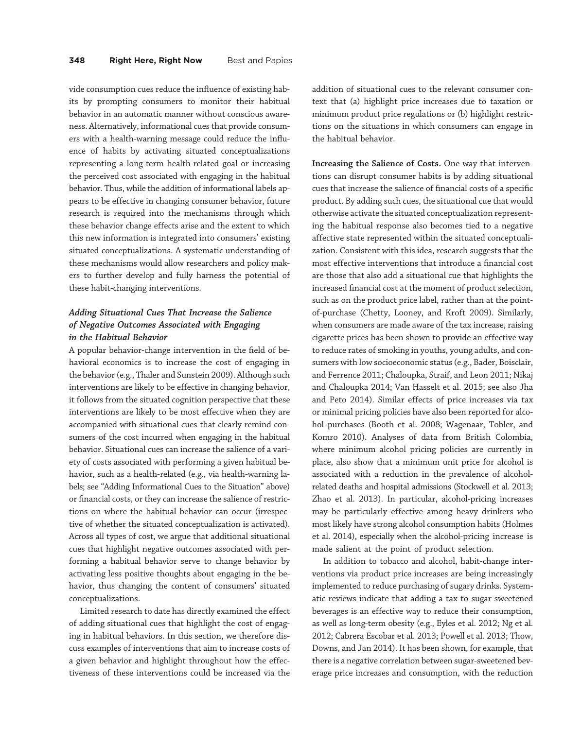vide consumption cues reduce the influence of existing habits by prompting consumers to monitor their habitual behavior in an automatic manner without conscious awareness. Alternatively, informational cues that provide consumers with a health-warning message could reduce the influence of habits by activating situated conceptualizations representing a long-term health-related goal or increasing the perceived cost associated with engaging in the habitual behavior. Thus, while the addition of informational labels appears to be effective in changing consumer behavior, future research is required into the mechanisms through which these behavior change effects arise and the extent to which this new information is integrated into consumers' existing situated conceptualizations. A systematic understanding of these mechanisms would allow researchers and policy makers to further develop and fully harness the potential of these habit-changing interventions.

### *Adding Situational Cues That Increase the Salience of Negative Outcomes Associated with Engaging in the Habitual Behavior*

A popular behavior-change intervention in the field of behavioral economics is to increase the cost of engaging in the behavior (e.g., Thaler and Sunstein 2009). Although such interventions are likely to be effective in changing behavior, it follows from the situated cognition perspective that these interventions are likely to be most effective when they are accompanied with situational cues that clearly remind consumers of the cost incurred when engaging in the habitual behavior. Situational cues can increase the salience of a variety of costs associated with performing a given habitual behavior, such as a health-related (e.g., via health-warning labels; see "Adding Informational Cues to the Situation" above) or financial costs, or they can increase the salience of restrictions on where the habitual behavior can occur (irrespective of whether the situated conceptualization is activated). Across all types of cost, we argue that additional situational cues that highlight negative outcomes associated with performing a habitual behavior serve to change behavior by activating less positive thoughts about engaging in the behavior, thus changing the content of consumers' situated conceptualizations.

Limited research to date has directly examined the effect of adding situational cues that highlight the cost of engaging in habitual behaviors. In this section, we therefore discuss examples of interventions that aim to increase costs of a given behavior and highlight throughout how the effectiveness of these interventions could be increased via the addition of situational cues to the relevant consumer context that (a) highlight price increases due to taxation or minimum product price regulations or (b) highlight restrictions on the situations in which consumers can engage in the habitual behavior.

**Increasing the Salience of Costs.** One way that interventions can disrupt consumer habits is by adding situational cues that increase the salience of financial costs of a specific product. By adding such cues, the situational cue that would otherwise activate the situated conceptualization representing the habitual response also becomes tied to a negative affective state represented within the situated conceptualization. Consistent with this idea, research suggests that the most effective interventions that introduce a financial cost are those that also add a situational cue that highlights the increased financial cost at the moment of product selection, such as on the product price label, rather than at the point-of-purchase (Chetty, Looney, and Kroft 2009). Similarly, when consumers are made aware of the tax increase, raising cigarette prices has been shown to provide an effective way to reduce rates of smoking in youths, young adults, and consumers with low socioeconomic status (e.g., Bader, Boisclair, and Ferrence 2011; Chaloupka, Straif, and Leon 2011; Nikaj and Chaloupka 2014; Van Hasselt et al. 2015; see also Jha and Peto 2014). Similar effects of price increases via tax or minimal pricing policies have also been reported for alcohol purchases (Booth et al. 2008; Wagenaar, Tobler, and Komro 2010). Analyses of data from British Colombia, where minimum alcohol pricing policies are currently in place, also show that a minimum unit price for alcohol is associated with a reduction in the prevalence of alcohol-related deaths and hospital admissions (Stockwell et al. 2013; Zhao et al. 2013). In particular, alcohol-pricing increases may be particularly effective among heavy drinkers who most likely have strong alcohol consumption habits (Holmes et al. 2014), especially when the alcohol-pricing increase is made salient at the point of product selection.

In addition to tobacco and alcohol, habit-change interventions via product price increases are being increasingly implemented to reduce purchasing of sugary drinks. Systematic reviews indicate that adding a tax to sugar-sweetened beverages is an effective way to reduce their consumption, as well as long-term obesity (e.g., Eyles et al. 2012; Ng et al. 2012; Cabrera Escobar et al. 2013; Powell et al. 2013; Thow, Downs, and Jan 2014). It has been shown, for example, that there is a negative correlation between sugar-sweetened beverage price increases and consumption, with the reduction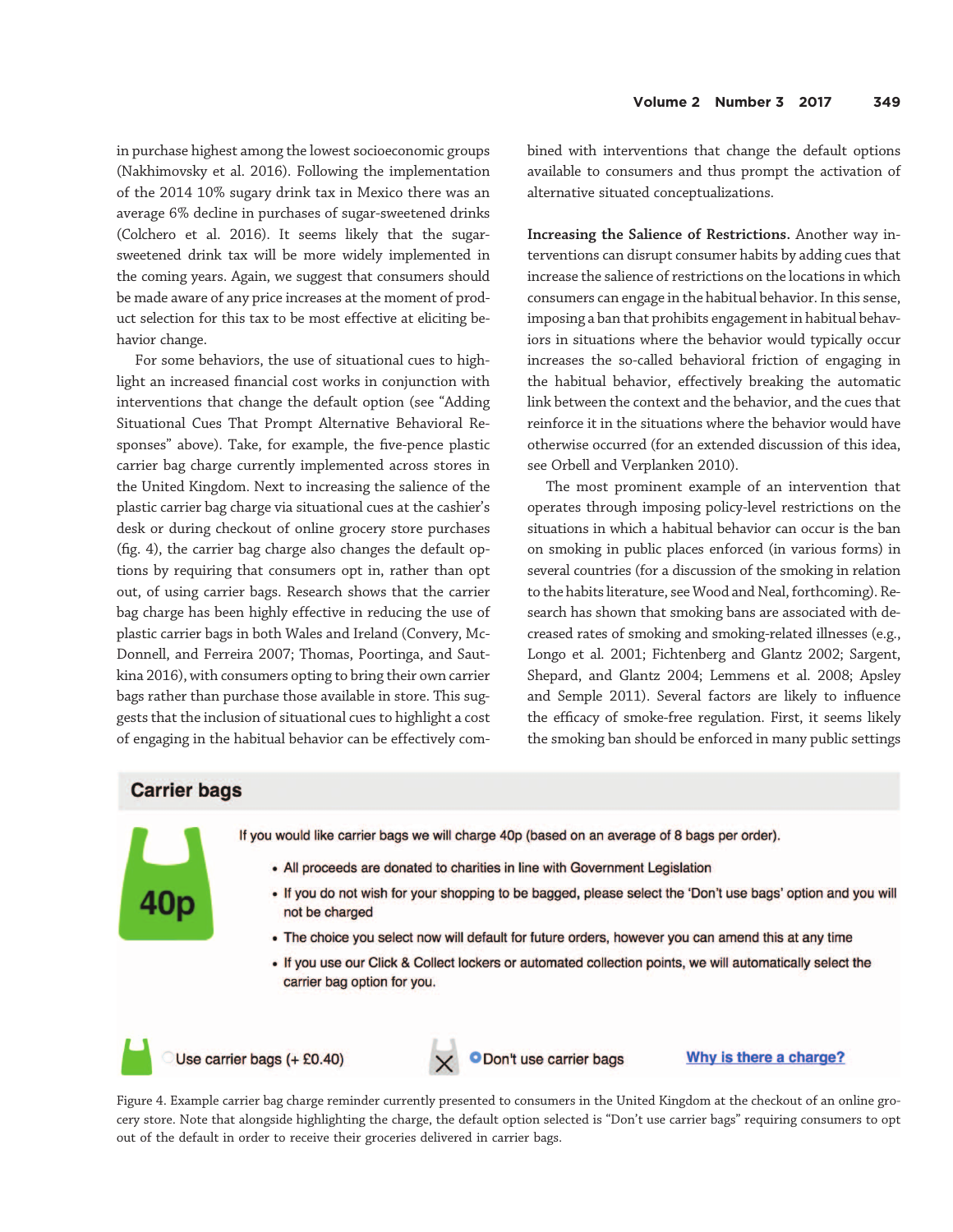in purchase highest among the lowest socioeconomic groups (Nakhimovsky et al. 2016). Following the implementation of the 2014 10% sugary drink tax in Mexico there was an average 6% decline in purchases of sugar-sweetened drinks (Colchero et al. 2016). It seems likely that the sugar-sweetened drink tax will be more widely implemented in the coming years. Again, we suggest that consumers should be made aware of any price increases at the moment of product selection for this tax to be most effective at eliciting behavior change.

For some behaviors, the use of situational cues to highlight an increased financial cost works in conjunction with interventions that change the default option (see "Adding Situational Cues That Prompt Alternative Behavioral Responses" above). Take, for example, the five-pence plastic carrier bag charge currently implemented across stores in the United Kingdom. Next to increasing the salience of the plastic carrier bag charge via situational cues at the cashier's desk or during checkout of online grocery store purchases (fig. 4), the carrier bag charge also changes the default options by requiring that consumers opt in, rather than opt out, of using carrier bags. Research shows that the carrier bag charge has been highly effective in reducing the use of plastic carrier bags in both Wales and Ireland (Convery, McDonnell, and Ferreira 2007; Thomas, Poortinga, and Sautkina 2016), with consumers opting to bring their own carrier bags rather than purchase those available in store. This suggests that the inclusion of situational cues to highlight a cost of engaging in the habitual behavior can be effectively combined with interventions that change the default options available to consumers and thus prompt the activation of alternative situated conceptualizations.

**Increasing the Salience of Restrictions.** Another way interventions can disrupt consumer habits by adding cues that increase the salience of restrictions on the locations in which consumers can engage in the habitual behavior. In this sense, imposing a ban that prohibits engagement in habitual behaviors in situations where the behavior would typically occur increases the so-called behavioral friction of engaging in the habitual behavior, effectively breaking the automatic link between the context and the behavior, and the cues that reinforce it in the situations where the behavior would have otherwise occurred (for an extended discussion of this idea, see Orbell and Verplanken 2010).

The most prominent example of an intervention that operates through imposing policy-level restrictions on the situations in which a habitual behavior can occur is the ban on smoking in public places enforced (in various forms) in several countries (for a discussion of the smoking in relation to the habits literature, see Wood and Neal, forthcoming). Research has shown that smoking bans are associated with decreased rates of smoking and smoking-related illnesses (e.g., Longo et al. 2001; Fichtenberg and Glantz 2002; Sargent, Shepard, and Glantz 2004; Lemmens et al. 2008; Apsley and Semple 2011). Several factors are likely to influence the efficacy of smoke-free regulation. First, it seems likely the smoking ban should be enforced in many public settings

Carrier bags

40p

If you would like carrier bags we will charge 40p (based on an average of 8 bags per order).

- All proceeds are donated to charities in line with Government Legislation
- If you do not wish for your shopping to be bagged, please select the 'Don't use bags' option and you will not be charged
- The choice you select now will default for future orders, however you can amend this at any time
- If you use our Click & Collect lockers or automated collection points, we will automatically select the carrier bag option for you.

Use carrier bags (+ £0.40)

Don't use carrier bags

Why is there a charge?

Figure 4. Example carrier bag charge reminder currently presented to consumers in the United Kingdom at the checkout of an online grocery store. Note that alongside highlighting the charge, the default option selected is "Don't use carrier bags" requiring consumers to opt out of the default in order to receive their groceries delivered in carrier bags.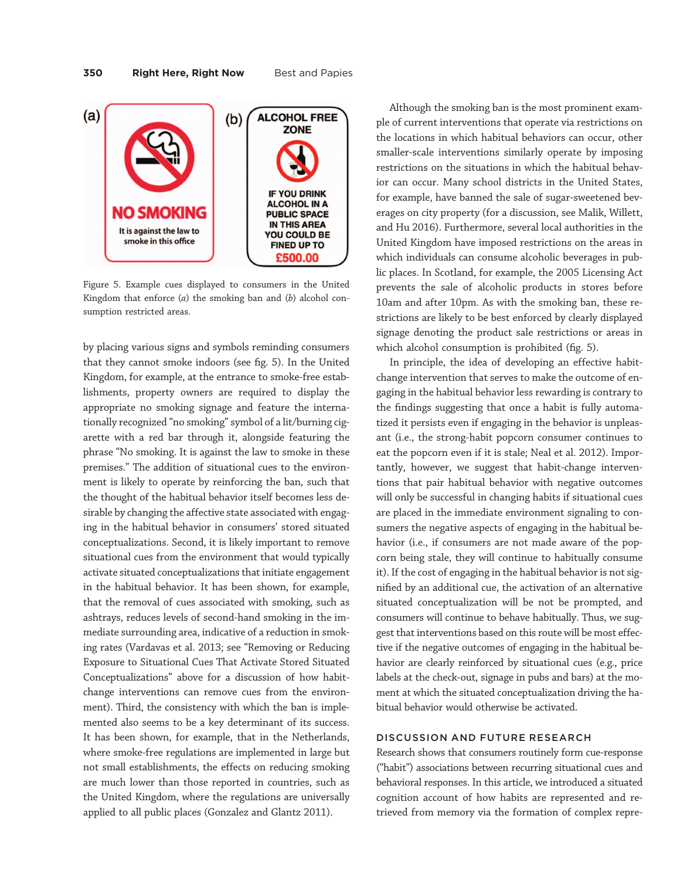(a)

NO SMOKING

It is against the law to smoke in this office

(b)

ALCOHOL FREE ZONE

IF YOU DRINK ALCOHOL IN A PUBLIC SPACE IN THIS AREA YOU COULD BE FINED UP TO £500.00

Figure 5. Example cues displayed to consumers in the United Kingdom that enforce (*a*) the smoking ban and (*b*) alcohol consumption restricted areas.

by placing various signs and symbols reminding consumers that they cannot smoke indoors (see fig. 5). In the United Kingdom, for example, at the entrance to smoke-free establishments, property owners are required to display the appropriate no smoking signage and feature the internationally recognized "no smoking" symbol of a lit/burning cigarette with a red bar through it, alongside featuring the phrase "No smoking. It is against the law to smoke in these premises." The addition of situational cues to the environment is likely to operate by reinforcing the ban, such that the thought of the habitual behavior itself becomes less desirable by changing the affective state associated with engaging in the habitual behavior in consumers' stored situated conceptualizations. Second, it is likely important to remove situational cues from the environment that would typically activate situated conceptualizations that initiate engagement in the habitual behavior. It has been shown, for example, that the removal of cues associated with smoking, such as ashtrays, reduces levels of second-hand smoking in the immediate surrounding area, indicative of a reduction in smoking rates (Vardavas et al. 2013; see "Removing or Reducing Exposure to Situational Cues That Activate Stored Situated Conceptualizations" above for a discussion of how habit-change interventions can remove cues from the environment). Third, the consistency with which the ban is implemented also seems to be a key determinant of its success. It has been shown, for example, that in the Netherlands, where smoke-free regulations are implemented in large but not small establishments, the effects on reducing smoking are much lower than those reported in countries, such as the United Kingdom, where the regulations are universally applied to all public places (Gonzalez and Glantz 2011).

Although the smoking ban is the most prominent example of current interventions that operate via restrictions on the locations in which habitual behaviors can occur, other smaller-scale interventions similarly operate by imposing restrictions on the situations in which the habitual behavior can occur. Many school districts in the United States, for example, have banned the sale of sugar-sweetened beverages on city property (for a discussion, see Malik, Willett, and Hu 2016). Furthermore, several local authorities in the United Kingdom have imposed restrictions on the areas in which individuals can consume alcoholic beverages in public places. In Scotland, for example, the 2005 Licensing Act prevents the sale of alcoholic products in stores before 10am and after 10pm. As with the smoking ban, these restrictions are likely to be best enforced by clearly displayed signage denoting the product sale restrictions or areas in which alcohol consumption is prohibited (fig. 5).

In principle, the idea of developing an effective habit-change intervention that serves to make the outcome of engaging in the habitual behavior less rewarding is contrary to the findings suggesting that once a habit is fully automatized it persists even if engaging in the behavior is unpleasant (i.e., the strong-habit popcorn consumer continues to eat the popcorn even if it is stale; Neal et al. 2012). Importantly, however, we suggest that habit-change interventions that pair habitual behavior with negative outcomes will only be successful in changing habits if situational cues are placed in the immediate environment signaling to consumers the negative aspects of engaging in the habitual behavior (i.e., if consumers are not made aware of the popcorn being stale, they will continue to habitually consume it). If the cost of engaging in the habitual behavior is not signified by an additional cue, the activation of an alternative situated conceptualization will be not be prompted, and consumers will continue to behave habitually. Thus, we suggest that interventions based on this route will be most effective if the negative outcomes of engaging in the habitual behavior are clearly reinforced by situational cues (e.g., price labels at the check-out, signage in pubs and bars) at the moment at which the situated conceptualization driving the habitual behavior would otherwise be activated.

## DISCUSSION AND FUTURE RESEARCH

Research shows that consumers routinely form cue-response ("habit") associations between recurring situational cues and behavioral responses. In this article, we introduced a situated cognition account of how habits are represented and retrieved from memory via the formation of complex repre-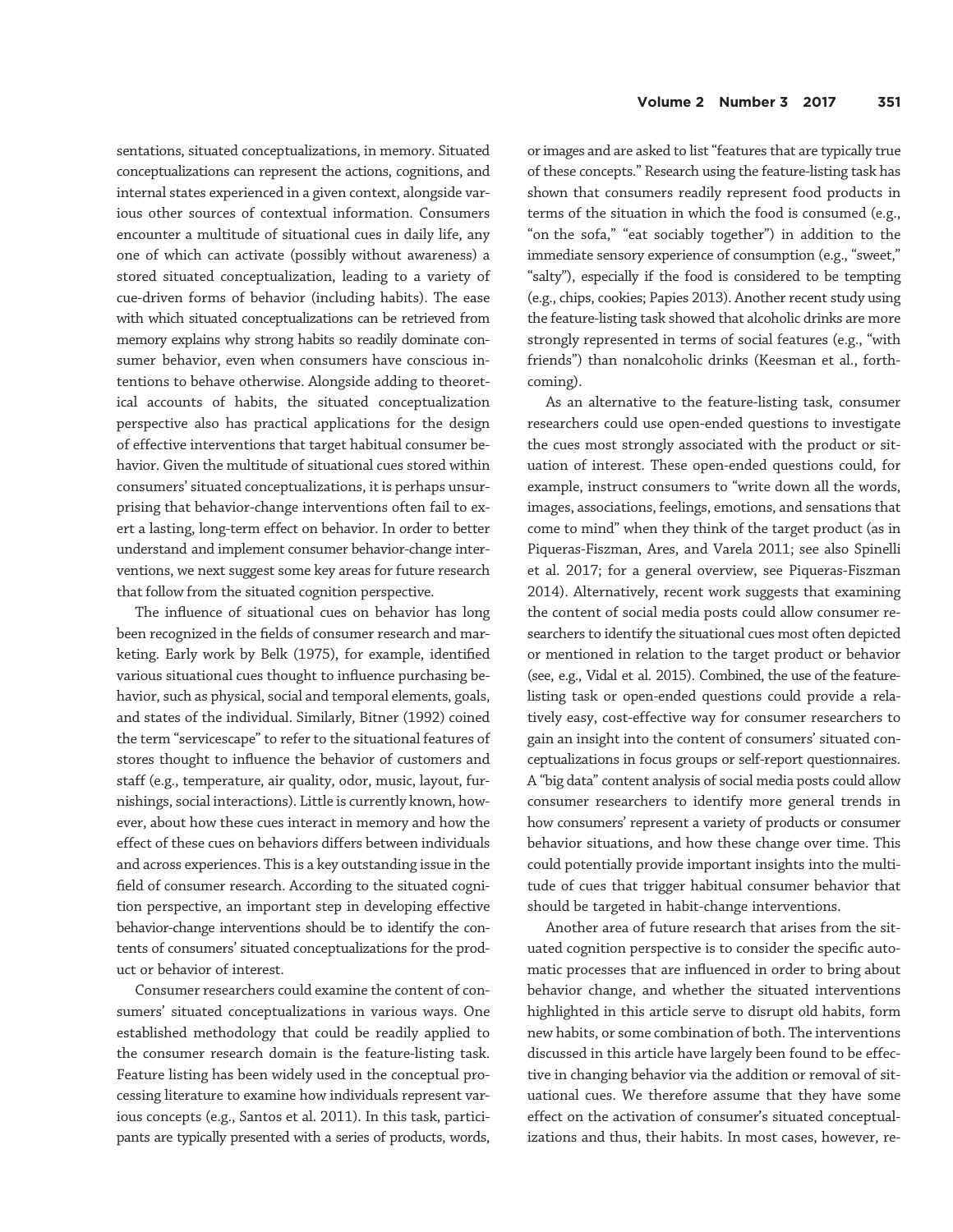sentations, situated conceptualizations, in memory. Situated conceptualizations can represent the actions, cognitions, and internal states experienced in a given context, alongside various other sources of contextual information. Consumers encounter a multitude of situational cues in daily life, any one of which can activate (possibly without awareness) a stored situated conceptualization, leading to a variety of cue-driven forms of behavior (including habits). The ease with which situated conceptualizations can be retrieved from memory explains why strong habits so readily dominate consumer behavior, even when consumers have conscious intentions to behave otherwise. Alongside adding to theoretical accounts of habits, the situated conceptualization perspective also has practical applications for the design of effective interventions that target habitual consumer behavior. Given the multitude of situational cues stored within consumers' situated conceptualizations, it is perhaps unsurprising that behavior-change interventions often fail to exert a lasting, long-term effect on behavior. In order to better understand and implement consumer behavior-change interventions, we next suggest some key areas for future research that follow from the situated cognition perspective.

The influence of situational cues on behavior has long been recognized in the fields of consumer research and marketing. Early work by Belk (1975), for example, identified various situational cues thought to influence purchasing behavior, such as physical, social and temporal elements, goals, and states of the individual. Similarly, Bitner (1992) coined the term "servicescape" to refer to the situational features of stores thought to influence the behavior of customers and staff (e.g., temperature, air quality, odor, music, layout, furnishings, social interactions). Little is currently known, however, about how these cues interact in memory and how the effect of these cues on behaviors differs between individuals and across experiences. This is a key outstanding issue in the field of consumer research. According to the situated cognition perspective, an important step in developing effective behavior-change interventions should be to identify the contents of consumers' situated conceptualizations for the product or behavior of interest.

Consumer researchers could examine the content of consumers' situated conceptualizations in various ways. One established methodology that could be readily applied to the consumer research domain is the feature-listing task. Feature listing has been widely used in the conceptual processing literature to examine how individuals represent various concepts (e.g., Santos et al. 2011). In this task, participants are typically presented with a series of products, words, or images and are asked to list "features that are typically true of these concepts." Research using the feature-listing task has shown that consumers readily represent food products in terms of the situation in which the food is consumed (e.g., "on the sofa," "eat sociably together") in addition to the immediate sensory experience of consumption (e.g., "sweet," "salty"), especially if the food is considered to be tempting (e.g., chips, cookies; Papies 2013). Another recent study using the feature-listing task showed that alcoholic drinks are more strongly represented in terms of social features (e.g., "with friends") than nonalcoholic drinks (Keesman et al., forthcoming).

As an alternative to the feature-listing task, consumer researchers could use open-ended questions to investigate the cues most strongly associated with the product or situation of interest. These open-ended questions could, for example, instruct consumers to "write down all the words, images, associations, feelings, emotions, and sensations that come to mind" when they think of the target product (as in Piqueras-Fiszman, Ares, and Varela 2011; see also Spinelli et al. 2017; for a general overview, see Piqueras-Fiszman 2014). Alternatively, recent work suggests that examining the content of social media posts could allow consumer researchers to identify the situational cues most often depicted or mentioned in relation to the target product or behavior (see, e.g., Vidal et al. 2015). Combined, the use of the feature-listing task or open-ended questions could provide a relatively easy, cost-effective way for consumer researchers to gain an insight into the content of consumers' situated conceptualizations in focus groups or self-report questionnaires. A "big data" content analysis of social media posts could allow consumer researchers to identify more general trends in how consumers' represent a variety of products or consumer behavior situations, and how these change over time. This could potentially provide important insights into the multitude of cues that trigger habitual consumer behavior that should be targeted in habit-change interventions.

Another area of future research that arises from the situated cognition perspective is to consider the specific automatic processes that are influenced in order to bring about behavior change, and whether the situated interventions highlighted in this article serve to disrupt old habits, form new habits, or some combination of both. The interventions discussed in this article have largely been found to be effective in changing behavior via the addition or removal of situational cues. We therefore assume that they have some effect on the activation of consumer's situated conceptualizations and thus, their habits. In most cases, however, re-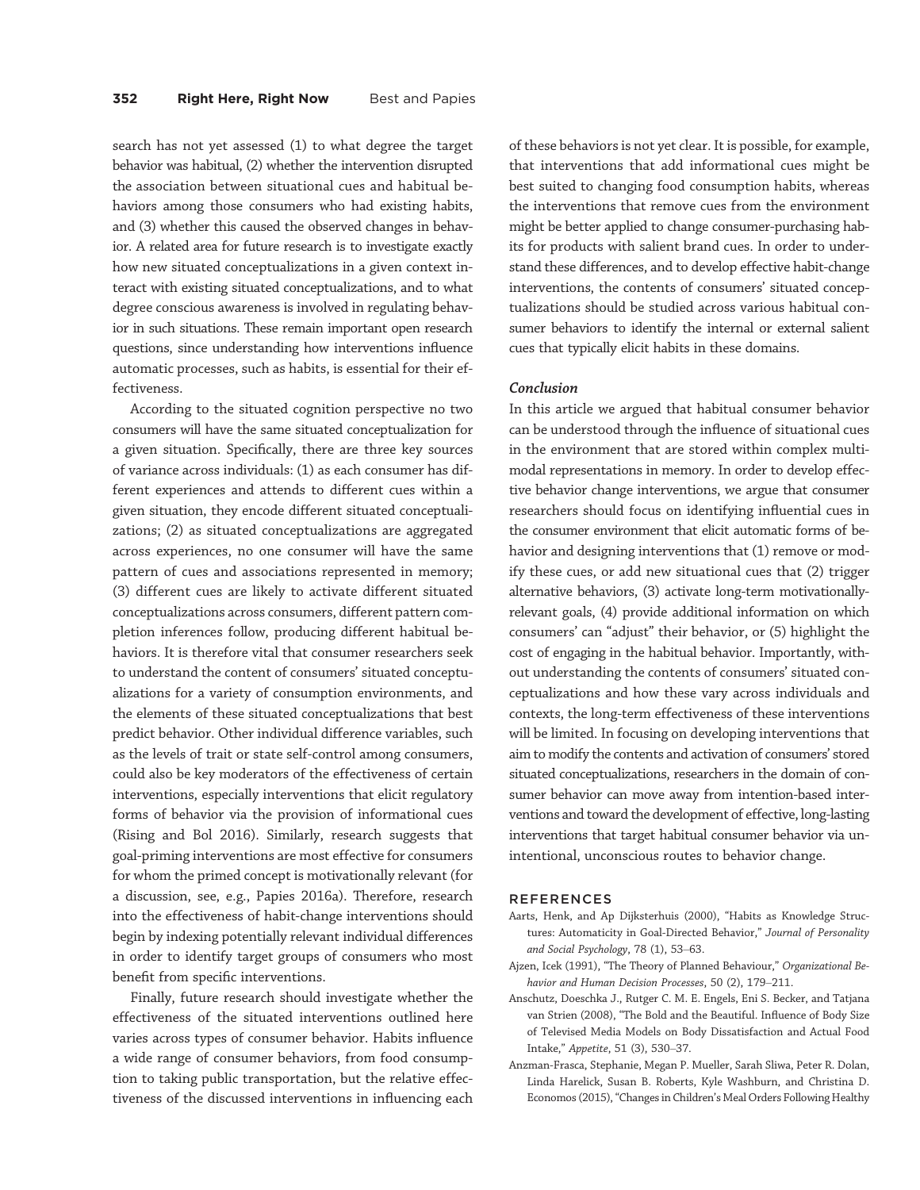search has not yet assessed (1) to what degree the target behavior was habitual, (2) whether the intervention disrupted the association between situational cues and habitual behaviors among those consumers who had existing habits, and (3) whether this caused the observed changes in behavior. A related area for future research is to investigate exactly how new situated conceptualizations in a given context interact with existing situated conceptualizations, and to what degree conscious awareness is involved in regulating behavior in such situations. These remain important open research questions, since understanding how interventions influence automatic processes, such as habits, is essential for their effectiveness.

According to the situated cognition perspective no two consumers will have the same situated conceptualization for a given situation. Specifically, there are three key sources of variance across individuals: (1) as each consumer has different experiences and attends to different cues within a given situation, they encode different situated conceptualizations; (2) as situated conceptualizations are aggregated across experiences, no one consumer will have the same pattern of cues and associations represented in memory; (3) different cues are likely to activate different situated conceptualizations across consumers, different pattern completion inferences follow, producing different habitual behaviors. It is therefore vital that consumer researchers seek to understand the content of consumers' situated conceptualizations for a variety of consumption environments, and the elements of these situated conceptualizations that best predict behavior. Other individual difference variables, such as the levels of trait or state self-control among consumers, could also be key moderators of the effectiveness of certain interventions, especially interventions that elicit regulatory forms of behavior via the provision of informational cues (Rising and Bol 2016). Similarly, research suggests that goal-priming interventions are most effective for consumers for whom the primed concept is motivationally relevant (for a discussion, see, e.g., Papies 2016a). Therefore, research into the effectiveness of habit-change interventions should begin by indexing potentially relevant individual differences in order to identify target groups of consumers who most benefit from specific interventions.

Finally, future research should investigate whether the effectiveness of the situated interventions outlined here varies across types of consumer behavior. Habits influence a wide range of consumer behaviors, from food consumption to taking public transportation, but the relative effectiveness of the discussed interventions in influencing each of these behaviors is not yet clear. It is possible, for example, that interventions that add informational cues might be best suited to changing food consumption habits, whereas the interventions that remove cues from the environment might be better applied to change consumer-purchasing habits for products with salient brand cues. In order to understand these differences, and to develop effective habit-change interventions, the contents of consumers' situated conceptualizations should be studied across various habitual consumer behaviors to identify the internal or external salient cues that typically elicit habits in these domains.

### *Conclusion*

In this article we argued that habitual consumer behavior can be understood through the influence of situational cues in the environment that are stored within complex multimodal representations in memory. In order to develop effective behavior change interventions, we argue that consumer researchers should focus on identifying influential cues in the consumer environment that elicit automatic forms of behavior and designing interventions that (1) remove or modify these cues, or add new situational cues that (2) trigger alternative behaviors, (3) activate long-term motivationally-relevant goals, (4) provide additional information on which consumers' can "adjust" their behavior, or (5) highlight the cost of engaging in the habitual behavior. Importantly, without understanding the contents of consumers' situated conceptualizations and how these vary across individuals and contexts, the long-term effectiveness of these interventions will be limited. In focusing on developing interventions that aim to modify the contents and activation of consumers' stored situated conceptualizations, researchers in the domain of consumer behavior can move away from intention-based interventions and toward the development of effective, long-lasting interventions that target habitual consumer behavior via unintentional, unconscious routes to behavior change.

## REFERENCES

Aarts, Henk, and Ap Dijksterhuis (2000), "Habits as Knowledge Structures: Automaticity in Goal-Directed Behavior," *Journal of Personality and Social Psychology*, 78 (1), 53–63.

Ajzen, Icek (1991), "The Theory of Planned Behaviour," *Organizational Behavior and Human Decision Processes*, 50 (2), 179–211.

Anschutz, Doeschka J., Rutger C. M. E. Engels, Eni S. Becker, and Tatjana van Strien (2008), "The Bold and the Beautiful. Influence of Body Size of Televised Media Models on Body Dissatisfaction and Actual Food Intake," *Appetite*, 51 (3), 530–37.

Anzman-Frasca, Stephanie, Megan P. Mueller, Sarah Sliwa, Peter R. Dolan, Linda Harelick, Susan B. Roberts, Kyle Washburn, and Christina D. Economos (2015), "Changes in Children's Meal Orders Following Healthy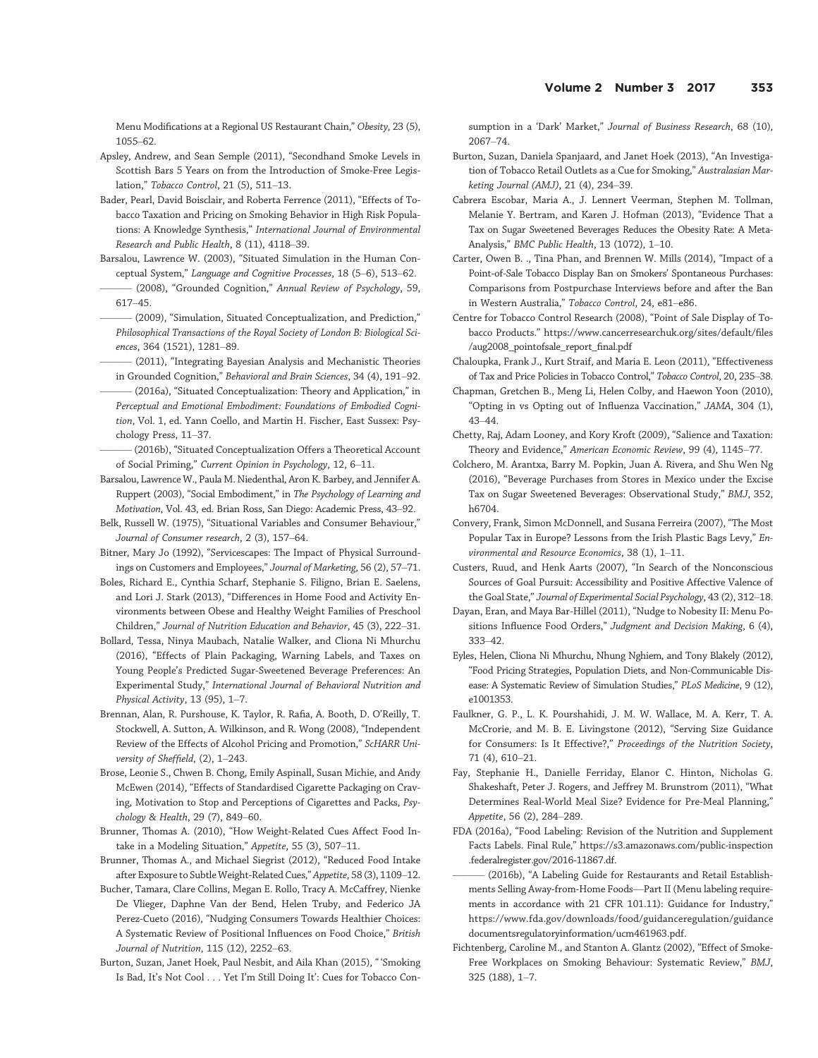Menu Modifications at a Regional US Restaurant Chain," *Obesity*, 23 (5), 1055–62.

Apsley, Andrew, and Sean Semple (2011), "Secondhand Smoke Levels in Scottish Bars 5 Years on from the Introduction of Smoke-Free Legislation," *Tobacco Control*, 21 (5), 511–13.

Bader, Pearl, David Boisclair, and Roberta Ferrence (2011), "Effects of Tobacco Taxation and Pricing on Smoking Behavior in High Risk Populations: A Knowledge Synthesis," *International Journal of Environmental Research and Public Health*, 8 (11), 4118–39.

Barsalou, Lawrence W. (2003), "Situated Simulation in the Human Conceptual System," *Language and Cognitive Processes*, 18 (5–6), 513–62.

——— (2008), "Grounded Cognition," *Annual Review of Psychology*, 59, 617–45.

——— (2009), "Simulation, Situated Conceptualization, and Prediction," *Philosophical Transactions of the Royal Society of London B: Biological Sciences*, 364 (1521), 1281–89.

——— (2011), "Integrating Bayesian Analysis and Mechanistic Theories in Grounded Cognition," *Behavioral and Brain Sciences*, 34 (4), 191–92.

——— (2016a), "Situated Conceptualization: Theory and Application," in *Perceptual and Emotional Embodiment: Foundations of Embodied Cognition*, Vol. 1, ed. Yann Coello, and Martin H. Fischer, East Sussex: Psychology Press, 11–37.

——— (2016b), "Situated Conceptualization Offers a Theoretical Account of Social Priming," *Current Opinion in Psychology*, 12, 6–11.

Barsalou, Lawrence W., Paula M. Niedenthal, Aron K. Barbey, and Jennifer A. Ruppert (2003), "Social Embodiment," in *The Psychology of Learning and Motivation*, Vol. 43, ed. Brian Ross, San Diego: Academic Press, 43–92.

Belk, Russell W. (1975), "Situational Variables and Consumer Behaviour," *Journal of Consumer research*, 2 (3), 157–64.

Bitner, Mary Jo (1992), "Servicescapes: The Impact of Physical Surroundings on Customers and Employees," *Journal of Marketing*, 56 (2), 57–71.

Boles, Richard E., Cynthia Scharf, Stephanie S. Filigno, Brian E. Saelens, and Lori J. Stark (2013), "Differences in Home Food and Activity Environments between Obese and Healthy Weight Families of Preschool Children," *Journal of Nutrition Education and Behavior*, 45 (3), 222–31.

Bollard, Tessa, Ninya Maubach, Natalie Walker, and Cliona Ni Mhurchu (2016), "Effects of Plain Packaging, Warning Labels, and Taxes on Young People's Predicted Sugar-Sweetened Beverage Preferences: An Experimental Study," *International Journal of Behavioral Nutrition and Physical Activity*, 13 (95), 1–7.

Brennan, Alan, R. Purshouse, K. Taylor, R. Rafia, A. Booth, D. O'Reilly, T. Stockwell, A. Sutton, A. Wilkinson, and R. Wong (2008), "Independent Review of the Effects of Alcohol Pricing and Promotion," *ScHARR University of Sheffield*, (2), 1–243.

Brose, Leonie S., Chwen B. Chong, Emily Aspinall, Susan Michie, and Andy McEwen (2014), "Effects of Standardised Cigarette Packaging on Craving, Motivation to Stop and Perceptions of Cigarettes and Packs, *Psychology & Health*, 29 (7), 849–60.

Brunner, Thomas A. (2010), "How Weight-Related Cues Affect Food Intake in a Modeling Situation," *Appetite*, 55 (3), 507–11.

Brunner, Thomas A., and Michael Siegrist (2012), "Reduced Food Intake after Exposure to Subtle Weight-Related Cues," *Appetite*, 58 (3), 1109–12.

Bucher, Tamara, Clare Collins, Megan E. Rollo, Tracy A. McCaffrey, Nienke De Vlieger, Daphne Van der Bend, Helen Truby, and Federico JA Perez-Cueto (2016), "Nudging Consumers Towards Healthier Choices: A Systematic Review of Positional Influences on Food Choice," *British Journal of Nutrition*, 115 (12), 2252–63.

Burton, Suzan, Janet Hoek, Paul Nesbit, and Aila Khan (2015), "'Smoking Is Bad, It's Not Cool . . . Yet I'm Still Doing It': Cues for Tobacco Consumption in a 'Dark' Market," *Journal of Business Research*, 68 (10), 2067–74.

Burton, Suzan, Daniela Spanjaard, and Janet Hoek (2013), "An Investigation of Tobacco Retail Outlets as a Cue for Smoking," *Australasian Marketing Journal (AMJ)*, 21 (4), 234–39.

Cabrera Escobar, Maria A., J. Lennert Veerman, Stephen M. Tollman, Melanie Y. Bertram, and Karen J. Hofman (2013), "Evidence That a Tax on Sugar Sweetened Beverages Reduces the Obesity Rate: A Meta-Analysis," *BMC Public Health*, 13 (1072), 1–10.

Carter, Owen B. ., Tina Phan, and Brennen W. Mills (2014), "Impact of a Point-of-Sale Tobacco Display Ban on Smokers' Spontaneous Purchases: Comparisons from Postpurchase Interviews before and after the Ban in Western Australia," *Tobacco Control*, 24, e81–e86.

Centre for Tobacco Control Research (2008), "Point of Sale Display of Tobacco Products." https://www.cancerresearchuk.org/sites/default/files/aug2008_pointofsale_report_final.pdf

Chaloupka, Frank J., Kurt Straif, and Maria E. Leon (2011), "Effectiveness of Tax and Price Policies in Tobacco Control," *Tobacco Control*, 20, 235–38.

Chapman, Gretchen B., Meng Li, Helen Colby, and Haewon Yoon (2010), "Opting in vs Opting out of Influenza Vaccination," *JAMA*, 304 (1), 43–44.

Chetty, Raj, Adam Looney, and Kory Kroft (2009), "Salience and Taxation: Theory and Evidence," *American Economic Review*, 99 (4), 1145–77.

Colchero, M. Arantxa, Barry M. Popkin, Juan A. Rivera, and Shu Wen Ng (2016), "Beverage Purchases from Stores in Mexico under the Excise Tax on Sugar Sweetened Beverages: Observational Study," *BMJ*, 352, h6704.

Convery, Frank, Simon McDonnell, and Susana Ferreira (2007), "The Most Popular Tax in Europe? Lessons from the Irish Plastic Bags Levy," *Environmental and Resource Economics*, 38 (1), 1–11.

Custers, Ruud, and Henk Aarts (2007), "In Search of the Nonconscious Sources of Goal Pursuit: Accessibility and Positive Affective Valence of the Goal State," *Journal of Experimental Social Psychology*, 43 (2), 312–18.

Dayan, Eran, and Maya Bar-Hillel (2011), "Nudge to Nobesity II: Menu Positions Influence Food Orders," *Judgment and Decision Making*, 6 (4), 333–42.

Eyles, Helen, Cliona Ni Mhurchu, Nhung Nghiem, and Tony Blakely (2012), "Food Pricing Strategies, Population Diets, and Non-Communicable Disease: A Systematic Review of Simulation Studies," *PLoS Medicine*, 9 (12), e1001353.

Faulkner, G. P., L. K. Pourshahidi, J. M. W. Wallace, M. A. Kerr, T. A. McCrorie, and M. B. E. Livingstone (2012), "Serving Size Guidance for Consumers: Is It Effective?," *Proceedings of the Nutrition Society*, 71 (4), 610–21.

Fay, Stephanie H., Danielle Ferriday, Elanor C. Hinton, Nicholas G. Shakeshaft, Peter J. Rogers, and Jeffrey M. Brunstrom (2011), "What Determines Real-World Meal Size? Evidence for Pre-Meal Planning," *Appetite*, 56 (2), 284–289.

FDA (2016a), "Food Labeling: Revision of the Nutrition and Supplement Facts Labels. Final Rule," https://s3.amazonaws.com/public-inspection.federalregister.gov/2016-11867.df.

——— (2016b), "A Labeling Guide for Restaurants and Retail Establishments Selling Away-from-Home Foods—Part II (Menu labeling requirements in accordance with 21 CFR 101.11): Guidance for Industry," https://www.fda.gov/downloads/food/guidanceregulation/guidancedocumentsregulatoryinformation/ucm461963.pdf.

Fichtenberg, Caroline M., and Stanton A. Glantz (2002), "Effect of Smoke-Free Workplaces on Smoking Behaviour: Systematic Review," *BMJ*, 325 (188), 1–7.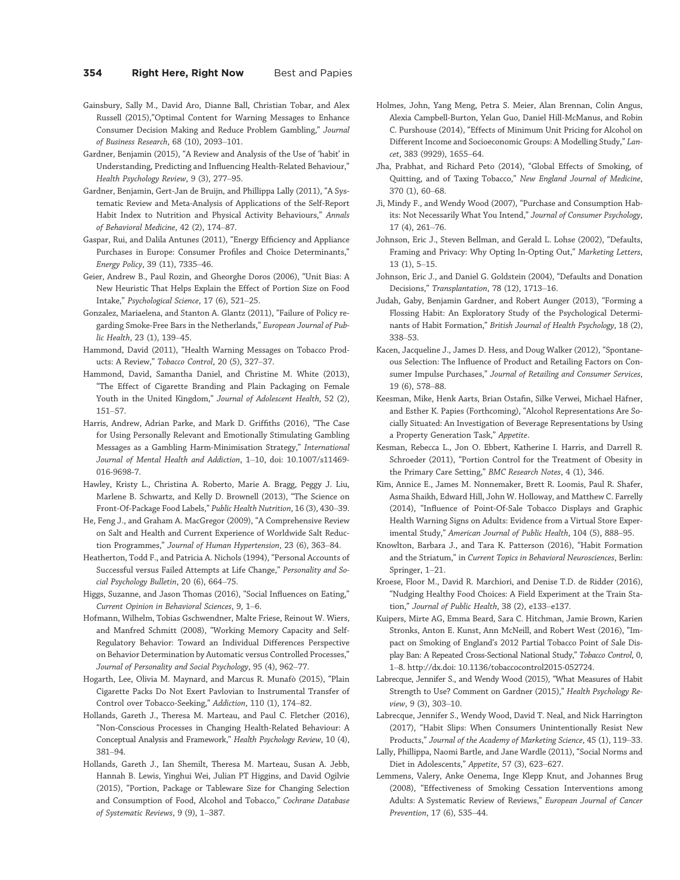Gainsbury, Sally M., David Aro, Dianne Ball, Christian Tobar, and Alex Russell (2015),"Optimal Content for Warning Messages to Enhance Consumer Decision Making and Reduce Problem Gambling," *Journal of Business Research*, 68 (10), 2093–101.

Gardner, Benjamin (2015), "A Review and Analysis of the Use of 'habit' in Understanding, Predicting and Influencing Health-Related Behaviour," *Health Psychology Review*, 9 (3), 277–95.

Gardner, Benjamin, Gert-Jan de Bruijn, and Phillippa Lally (2011), "A Systematic Review and Meta-Analysis of Applications of the Self-Report Habit Index to Nutrition and Physical Activity Behaviours," *Annals of Behavioral Medicine*, 42 (2), 174–87.

Gaspar, Rui, and Dalila Antunes (2011), "Energy Efficiency and Appliance Purchases in Europe: Consumer Profiles and Choice Determinants," *Energy Policy*, 39 (11), 7335–46.

Geier, Andrew B., Paul Rozin, and Gheorghe Doros (2006), "Unit Bias: A New Heuristic That Helps Explain the Effect of Portion Size on Food Intake," *Psychological Science*, 17 (6), 521–25.

Gonzalez, Mariaelena, and Stanton A. Glantz (2011), "Failure of Policy regarding Smoke-Free Bars in the Netherlands," *European Journal of Public Health*, 23 (1), 139–45.

Hammond, David (2011), "Health Warning Messages on Tobacco Products: A Review," *Tobacco Control*, 20 (5), 327–37.

Hammond, David, Samantha Daniel, and Christine M. White (2013), "The Effect of Cigarette Branding and Plain Packaging on Female Youth in the United Kingdom," *Journal of Adolescent Health*, 52 (2), 151–57.

Harris, Andrew, Adrian Parke, and Mark D. Griffiths (2016), "The Case for Using Personally Relevant and Emotionally Stimulating Gambling Messages as a Gambling Harm-Minimisation Strategy," *International Journal of Mental Health and Addiction*, 1–10, doi: 10.1007/s11469-016-9698-7.

Hawley, Kristy L., Christina A. Roberto, Marie A. Bragg, Peggy J. Liu, Marlene B. Schwartz, and Kelly D. Brownell (2013), "The Science on Front-Of-Package Food Labels," *Public Health Nutrition*, 16 (3), 430–39.

He, Feng J., and Graham A. MacGregor (2009), "A Comprehensive Review on Salt and Health and Current Experience of Worldwide Salt Reduction Programmes," *Journal of Human Hypertension*, 23 (6), 363–84.

Heatherton, Todd F., and Patricia A. Nichols (1994), "Personal Accounts of Successful versus Failed Attempts at Life Change," *Personality and Social Psychology Bulletin*, 20 (6), 664–75.

Higgs, Suzanne, and Jason Thomas (2016), "Social Influences on Eating," *Current Opinion in Behavioral Sciences*, 9, 1–6.

Hofmann, Wilhelm, Tobias Gschwendner, Malte Friese, Reinout W. Wiers, and Manfred Schmitt (2008), "Working Memory Capacity and Self-Regulatory Behavior: Toward an Individual Differences Perspective on Behavior Determination by Automatic versus Controlled Processes," *Journal of Personality and Social Psychology*, 95 (4), 962–77.

Hogarth, Lee, Olivia M. Maynard, and Marcus R. Munafò (2015), "Plain Cigarette Packs Do Not Exert Pavlovian to Instrumental Transfer of Control over Tobacco-Seeking," *Addiction*, 110 (1), 174–82.

Hollands, Gareth J., Theresa M. Marteau, and Paul C. Fletcher (2016), "Non-Conscious Processes in Changing Health-Related Behaviour: A Conceptual Analysis and Framework," *Health Psychology Review*, 10 (4), 381–94.

Hollands, Gareth J., Ian Shemilt, Theresa M. Marteau, Susan A. Jebb, Hannah B. Lewis, Yinghui Wei, Julian PT Higgins, and David Ogilvie (2015), "Portion, Package or Tableware Size for Changing Selection and Consumption of Food, Alcohol and Tobacco," *Cochrane Database of Systematic Reviews*, 9 (9), 1–387.

Holmes, John, Yang Meng, Petra S. Meier, Alan Brennan, Colin Angus, Alexia Campbell-Burton, Yelan Guo, Daniel Hill-McManus, and Robin C. Purshouse (2014), "Effects of Minimum Unit Pricing for Alcohol on Different Income and Socioeconomic Groups: A Modelling Study," *Lancet*, 383 (9929), 1655–64.

Jha, Prabhat, and Richard Peto (2014), "Global Effects of Smoking, of Quitting, and of Taxing Tobacco," *New England Journal of Medicine*, 370 (1), 60–68.

Ji, Mindy F., and Wendy Wood (2007), "Purchase and Consumption Habits: Not Necessarily What You Intend," *Journal of Consumer Psychology*, 17 (4), 261–76.

Johnson, Eric J., Steven Bellman, and Gerald L. Lohse (2002), "Defaults, Framing and Privacy: Why Opting In-Opting Out," *Marketing Letters*, 13 (1), 5–15.

Johnson, Eric J., and Daniel G. Goldstein (2004), "Defaults and Donation Decisions," *Transplantation*, 78 (12), 1713–16.

Judah, Gaby, Benjamin Gardner, and Robert Aunger (2013), "Forming a Flossing Habit: An Exploratory Study of the Psychological Determinants of Habit Formation," *British Journal of Health Psychology*, 18 (2), 338–53.

Kacen, Jacqueline J., James D. Hess, and Doug Walker (2012), "Spontaneous Selection: The Influence of Product and Retailing Factors on Consumer Impulse Purchases," *Journal of Retailing and Consumer Services*, 19 (6), 578–88.

Keesman, Mike, Henk Aarts, Brian Ostafin, Silke Verwei, Michael Häfner, and Esther K. Papies (Forthcoming), "Alcohol Representations Are Socially Situated: An Investigation of Beverage Representations by Using a Property Generation Task," *Appetite*.

Kesman, Rebecca L., Jon O. Ebbert, Katherine I. Harris, and Darrell R. Schroeder (2011), "Portion Control for the Treatment of Obesity in the Primary Care Setting," *BMC Research Notes*, 4 (1), 346.

Kim, Annice E., James M. Nonnemaker, Brett R. Loomis, Paul R. Shafer, Asma Shaikh, Edward Hill, John W. Holloway, and Matthew C. Farrelly (2014), "Influence of Point-Of-Sale Tobacco Displays and Graphic Health Warning Signs on Adults: Evidence from a Virtual Store Experimental Study," *American Journal of Public Health*, 104 (5), 888–95.

Knowlton, Barbara J., and Tara K. Patterson (2016), "Habit Formation and the Striatum," in *Current Topics in Behavioral Neurosciences*, Berlin: Springer, 1–21.

Kroese, Floor M., David R. Marchiori, and Denise T.D. de Ridder (2016), "Nudging Healthy Food Choices: A Field Experiment at the Train Station," *Journal of Public Health*, 38 (2), e133–e137.

Kuipers, Mirte AG, Emma Beard, Sara C. Hitchman, Jamie Brown, Karien Stronks, Anton E. Kunst, Ann McNeill, and Robert West (2016), "Impact on Smoking of England's 2012 Partial Tobacco Point of Sale Display Ban: A Repeated Cross-Sectional National Study," *Tobacco Control*, 0, 1–8. http://dx.doi: 10.1136/tobaccocontrol2015-052724.

Labrecque, Jennifer S., and Wendy Wood (2015), "What Measures of Habit Strength to Use? Comment on Gardner (2015)," *Health Psychology Review*, 9 (3), 303–10.

Labrecque, Jennifer S., Wendy Wood, David T. Neal, and Nick Harrington (2017), "Habit Slips: When Consumers Unintentionally Resist New Products," *Journal of the Academy of Marketing Science*, 45 (1), 119–33.

Lally, Phillippa, Naomi Bartle, and Jane Wardle (2011), "Social Norms and Diet in Adolescents," *Appetite*, 57 (3), 623–627.

Lemmens, Valery, Anke Oenema, Inge Klepp Knut, and Johannes Brug (2008), "Effectiveness of Smoking Cessation Interventions among Adults: A Systematic Review of Reviews," *European Journal of Cancer Prevention*, 17 (6), 535–44.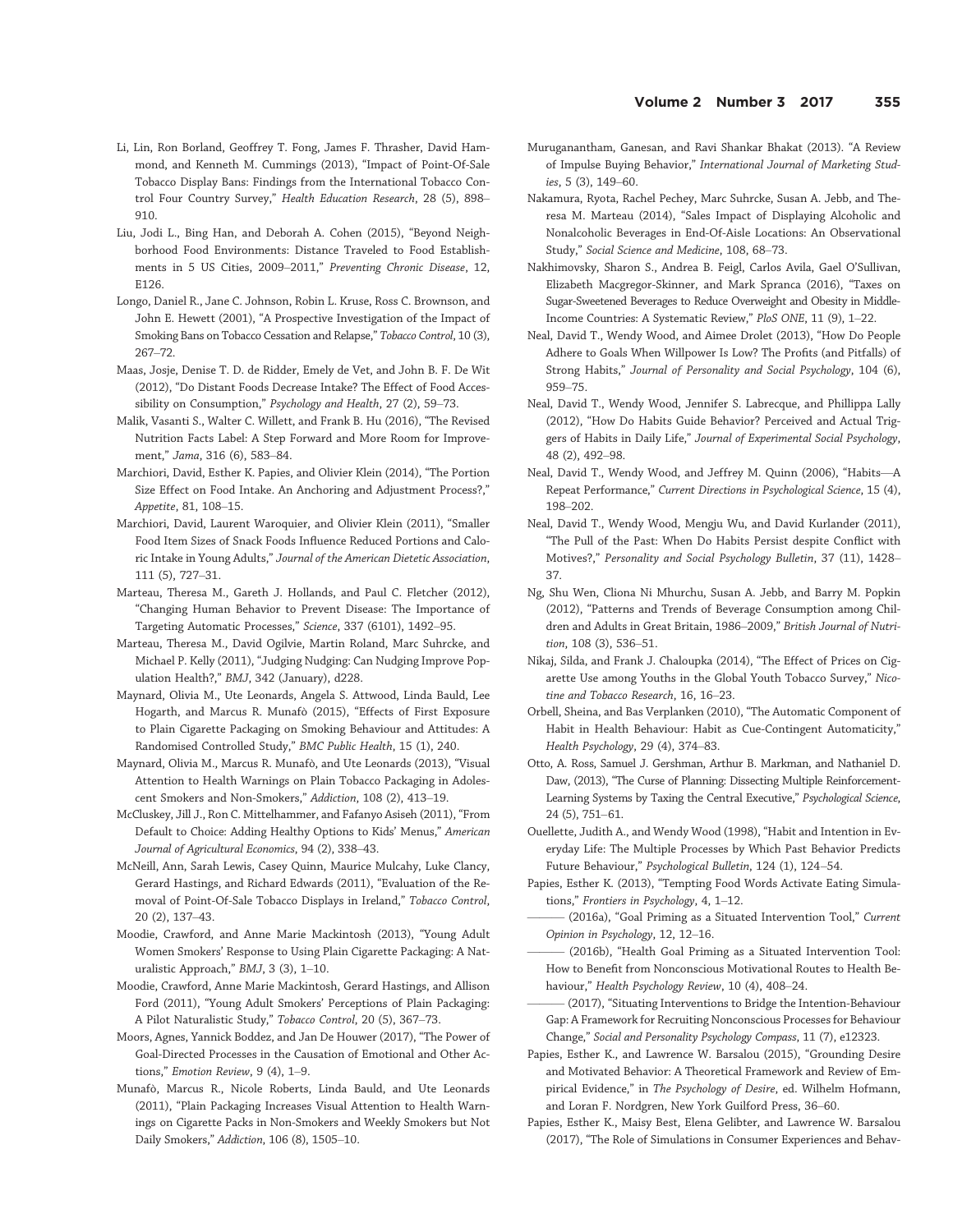Li, Lin, Ron Borland, Geoffrey T. Fong, James F. Thrasher, David Hammond, and Kenneth M. Cummings (2013), "Impact of Point-Of-Sale Tobacco Display Bans: Findings from the International Tobacco Control Four Country Survey," *Health Education Research*, 28 (5), 898–910.

Liu, Jodi L., Bing Han, and Deborah A. Cohen (2015), "Beyond Neighborhood Food Environments: Distance Traveled to Food Establishments in 5 US Cities, 2009–2011," *Preventing Chronic Disease*, 12, E126.

Longo, Daniel R., Jane C. Johnson, Robin L. Kruse, Ross C. Brownson, and John E. Hewett (2001), "A Prospective Investigation of the Impact of Smoking Bans on Tobacco Cessation and Relapse," *Tobacco Control*, 10 (3), 267–72.

Maas, Josje, Denise T. D. de Ridder, Emely de Vet, and John B. F. De Wit (2012), "Do Distant Foods Decrease Intake? The Effect of Food Accessibility on Consumption," *Psychology and Health*, 27 (2), 59–73.

Malik, Vasanti S., Walter C. Willett, and Frank B. Hu (2016), "The Revised Nutrition Facts Label: A Step Forward and More Room for Improvement," *Jama*, 316 (6), 583–84.

Marchiori, David, Esther K. Papies, and Olivier Klein (2014), "The Portion Size Effect on Food Intake. An Anchoring and Adjustment Process?," *Appetite*, 81, 108–15.

Marchiori, David, Laurent Waroquier, and Olivier Klein (2011), "Smaller Food Item Sizes of Snack Foods Influence Reduced Portions and Caloric Intake in Young Adults," *Journal of the American Dietetic Association*, 111 (5), 727–31.

Marteau, Theresa M., Gareth J. Hollands, and Paul C. Fletcher (2012), "Changing Human Behavior to Prevent Disease: The Importance of Targeting Automatic Processes," *Science*, 337 (6101), 1492–95.

Marteau, Theresa M., David Ogilvie, Martin Roland, Marc Suhrcke, and Michael P. Kelly (2011), "Judging Nudging: Can Nudging Improve Population Health?," *BMJ*, 342 (January), d228.

Maynard, Olivia M., Ute Leonards, Angela S. Attwood, Linda Bauld, Lee Hogarth, and Marcus R. Munafò (2015), "Effects of First Exposure to Plain Cigarette Packaging on Smoking Behaviour and Attitudes: A Randomised Controlled Study," *BMC Public Health*, 15 (1), 240.

Maynard, Olivia M., Marcus R. Munafò, and Ute Leonards (2013), "Visual Attention to Health Warnings on Plain Tobacco Packaging in Adolescent Smokers and Non-Smokers," *Addiction*, 108 (2), 413–19.

McCluskey, Jill J., Ron C. Mittelhammer, and Fafanyo Asiseh (2011), "From Default to Choice: Adding Healthy Options to Kids' Menus," *American Journal of Agricultural Economics*, 94 (2), 338–43.

McNeill, Ann, Sarah Lewis, Casey Quinn, Maurice Mulcahy, Luke Clancy, Gerard Hastings, and Richard Edwards (2011), "Evaluation of the Removal of Point-Of-Sale Tobacco Displays in Ireland," *Tobacco Control*, 20 (2), 137–43.

Moodie, Crawford, and Anne Marie Mackintosh (2013), "Young Adult Women Smokers' Response to Using Plain Cigarette Packaging: A Naturalistic Approach," *BMJ*, 3 (3), 1–10.

Moodie, Crawford, Anne Marie Mackintosh, Gerard Hastings, and Allison Ford (2011), "Young Adult Smokers' Perceptions of Plain Packaging: A Pilot Naturalistic Study," *Tobacco Control*, 20 (5), 367–73.

Moors, Agnes, Yannick Boddez, and Jan De Houwer (2017), "The Power of Goal-Directed Processes in the Causation of Emotional and Other Actions," *Emotion Review*, 9 (4), 1–9.

Munafò, Marcus R., Nicole Roberts, Linda Bauld, and Ute Leonards (2011), "Plain Packaging Increases Visual Attention to Health Warnings on Cigarette Packs in Non-Smokers and Weekly Smokers but Not Daily Smokers," *Addiction*, 106 (8), 1505–10.

Muruganantham, Ganesan, and Ravi Shankar Bhakat (2013). "A Review of Impulse Buying Behavior," *International Journal of Marketing Studies*, 5 (3), 149–60.

Nakamura, Ryota, Rachel Pechey, Marc Suhrcke, Susan A. Jebb, and Theresa M. Marteau (2014), "Sales Impact of Displaying Alcoholic and Nonalcoholic Beverages in End-Of-Aisle Locations: An Observational Study," *Social Science and Medicine*, 108, 68–73.

Nakhimovsky, Sharon S., Andrea B. Feigl, Carlos Avila, Gael O'Sullivan, Elizabeth Macgregor-Skinner, and Mark Spranca (2016), "Taxes on Sugar-Sweetened Beverages to Reduce Overweight and Obesity in Middle-Income Countries: A Systematic Review," *PloS ONE*, 11 (9), 1–22.

Neal, David T., Wendy Wood, and Aimee Drolet (2013), "How Do People Adhere to Goals When Willpower Is Low? The Profits (and Pitfalls) of Strong Habits," *Journal of Personality and Social Psychology*, 104 (6), 959–75.

Neal, David T., Wendy Wood, Jennifer S. Labrecque, and Phillippa Lally (2012), "How Do Habits Guide Behavior? Perceived and Actual Triggers of Habits in Daily Life," *Journal of Experimental Social Psychology*, 48 (2), 492–98.

Neal, David T., Wendy Wood, and Jeffrey M. Quinn (2006), "Habits—A Repeat Performance," *Current Directions in Psychological Science*, 15 (4), 198–202.

Neal, David T., Wendy Wood, Mengju Wu, and David Kurlander (2011), "The Pull of the Past: When Do Habits Persist despite Conflict with Motives?," *Personality and Social Psychology Bulletin*, 37 (11), 1428–37.

Ng, Shu Wen, Cliona Ni Mhurchu, Susan A. Jebb, and Barry M. Popkin (2012), "Patterns and Trends of Beverage Consumption among Children and Adults in Great Britain, 1986–2009," *British Journal of Nutrition*, 108 (3), 536–51.

Nikaj, Silda, and Frank J. Chaloupka (2014), "The Effect of Prices on Cigarette Use among Youths in the Global Youth Tobacco Survey," *Nicotine and Tobacco Research*, 16, 16–23.

Orbell, Sheina, and Bas Verplanken (2010), "The Automatic Component of Habit in Health Behaviour: Habit as Cue-Contingent Automaticity," *Health Psychology*, 29 (4), 374–83.

Otto, A. Ross, Samuel J. Gershman, Arthur B. Markman, and Nathaniel D. Daw, (2013), "The Curse of Planning: Dissecting Multiple Reinforcement-Learning Systems by Taxing the Central Executive," *Psychological Science*, 24 (5), 751–61.

Ouellette, Judith A., and Wendy Wood (1998), "Habit and Intention in Everyday Life: The Multiple Processes by Which Past Behavior Predicts Future Behaviour," *Psychological Bulletin*, 124 (1), 124–54.

Papies, Esther K. (2013), "Tempting Food Words Activate Eating Simulations," *Frontiers in Psychology*, 4, 1–12.

——— (2016a), "Goal Priming as a Situated Intervention Tool," *Current Opinion in Psychology*, 12, 12–16.

——— (2016b), "Health Goal Priming as a Situated Intervention Tool: How to Benefit from Nonconscious Motivational Routes to Health Behaviour," *Health Psychology Review*, 10 (4), 408–24.

——— (2017), "Situating Interventions to Bridge the Intention-Behaviour Gap: A Framework for Recruiting Nonconscious Processes for Behaviour Change," *Social and Personality Psychology Compass*, 11 (7), e12323.

Papies, Esther K., and Lawrence W. Barsalou (2015), "Grounding Desire and Motivated Behavior: A Theoretical Framework and Review of Empirical Evidence," in *The Psychology of Desire*, ed. Wilhelm Hofmann, and Loran F. Nordgren, New York Guilford Press, 36–60.

Papies, Esther K., Maisy Best, Elena Gelibter, and Lawrence W. Barsalou (2017), "The Role of Simulations in Consumer Experiences and Behav-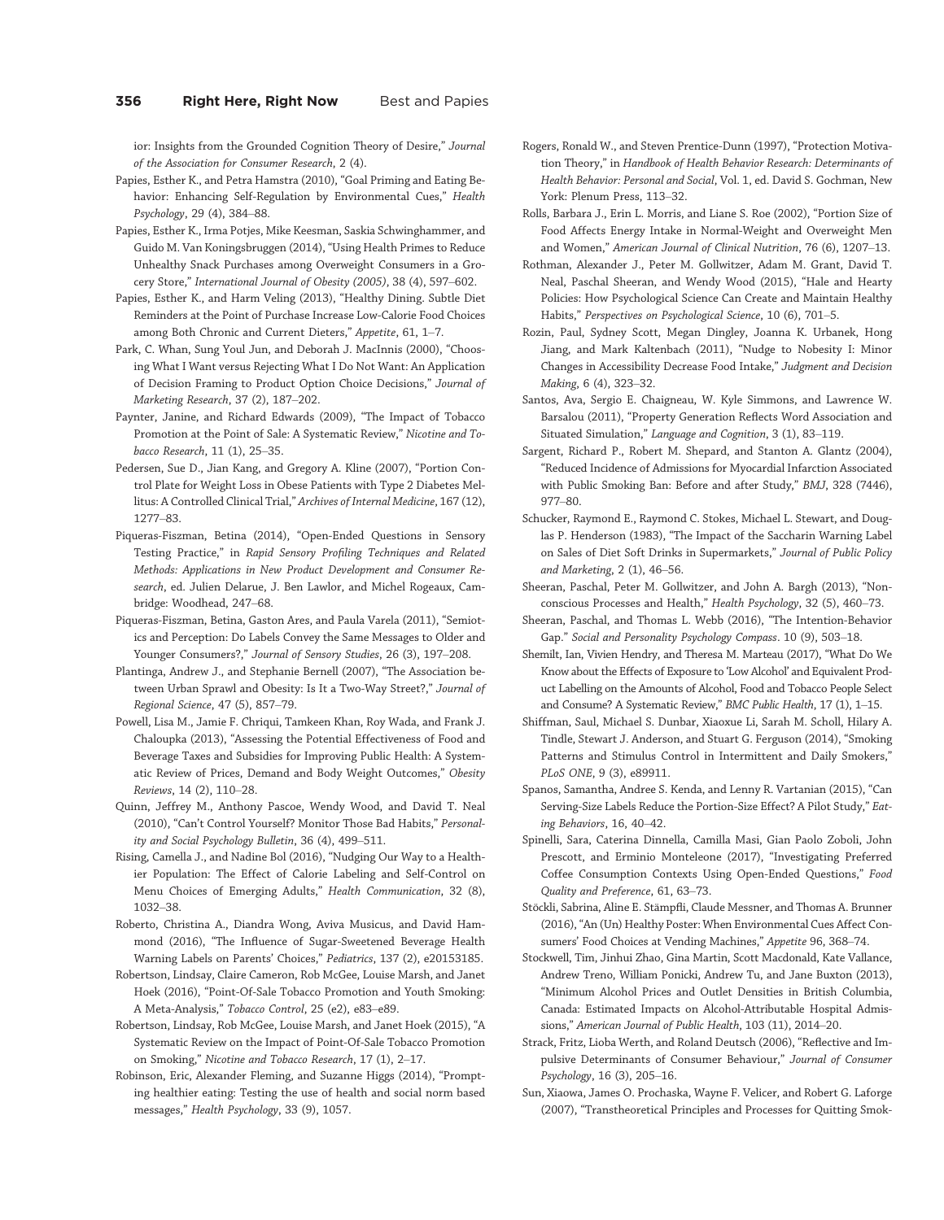ior: Insights from the Grounded Cognition Theory of Desire," *Journal of the Association for Consumer Research*, 2 (4).

Papies, Esther K., and Petra Hamstra (2010), "Goal Priming and Eating Behavior: Enhancing Self-Regulation by Environmental Cues," *Health Psychology*, 29 (4), 384–88.

Papies, Esther K., Irma Potjes, Mike Keesman, Saskia Schwinghammer, and Guido M. Van Koningsbruggen (2014), "Using Health Primes to Reduce Unhealthy Snack Purchases among Overweight Consumers in a Grocery Store," *International Journal of Obesity (2005)*, 38 (4), 597–602.

Papies, Esther K., and Harm Veling (2013), "Healthy Dining. Subtle Diet Reminders at the Point of Purchase Increase Low-Calorie Food Choices among Both Chronic and Current Dieters," *Appetite*, 61, 1–7.

Park, C. Whan, Sung Youl Jun, and Deborah J. MacInnis (2000), "Choosing What I Want versus Rejecting What I Do Not Want: An Application of Decision Framing to Product Option Choice Decisions," *Journal of Marketing Research*, 37 (2), 187–202.

Paynter, Janine, and Richard Edwards (2009), "The Impact of Tobacco Promotion at the Point of Sale: A Systematic Review," *Nicotine and Tobacco Research*, 11 (1), 25–35.

Pedersen, Sue D., Jian Kang, and Gregory A. Kline (2007), "Portion Control Plate for Weight Loss in Obese Patients with Type 2 Diabetes Mellitus: A Controlled Clinical Trial," *Archives of Internal Medicine*, 167 (12), 1277–83.

Piqueras-Fiszman, Betina (2014), "Open-Ended Questions in Sensory Testing Practice," in *Rapid Sensory Profiling Techniques and Related Methods: Applications in New Product Development and Consumer Research*, ed. Julien Delarue, J. Ben Lawlor, and Michel Rogeaux, Cambridge: Woodhead, 247–68.

Piqueras-Fiszman, Betina, Gaston Ares, and Paula Varela (2011), "Semiotics and Perception: Do Labels Convey the Same Messages to Older and Younger Consumers?," *Journal of Sensory Studies*, 26 (3), 197–208.

Plantinga, Andrew J., and Stephanie Bernell (2007), "The Association between Urban Sprawl and Obesity: Is It a Two-Way Street?," *Journal of Regional Science*, 47 (5), 857–79.

Powell, Lisa M., Jamie F. Chriqui, Tamkeen Khan, Roy Wada, and Frank J. Chaloupka (2013), "Assessing the Potential Effectiveness of Food and Beverage Taxes and Subsidies for Improving Public Health: A Systematic Review of Prices, Demand and Body Weight Outcomes," *Obesity Reviews*, 14 (2), 110–28.

Quinn, Jeffrey M., Anthony Pascoe, Wendy Wood, and David T. Neal (2010), "Can't Control Yourself? Monitor Those Bad Habits," *Personality and Social Psychology Bulletin*, 36 (4), 499–511.

Rising, Camella J., and Nadine Bol (2016), "Nudging Our Way to a Healthier Population: The Effect of Calorie Labeling and Self-Control on Menu Choices of Emerging Adults," *Health Communication*, 32 (8), 1032–38.

Roberto, Christina A., Diandra Wong, Aviva Musicus, and David Hammond (2016), "The Influence of Sugar-Sweetened Beverage Health Warning Labels on Parents' Choices," *Pediatrics*, 137 (2), e20153185.

Robertson, Lindsay, Claire Cameron, Rob McGee, Louise Marsh, and Janet Hoek (2016), "Point-Of-Sale Tobacco Promotion and Youth Smoking: A Meta-Analysis," *Tobacco Control*, 25 (e2), e83–e89.

Robertson, Lindsay, Rob McGee, Louise Marsh, and Janet Hoek (2015), "A Systematic Review on the Impact of Point-Of-Sale Tobacco Promotion on Smoking," *Nicotine and Tobacco Research*, 17 (1), 2–17.

Robinson, Eric, Alexander Fleming, and Suzanne Higgs (2014), "Prompting healthier eating: Testing the use of health and social norm based messages," *Health Psychology*, 33 (9), 1057.

Rogers, Ronald W., and Steven Prentice-Dunn (1997), "Protection Motivation Theory," in *Handbook of Health Behavior Research: Determinants of Health Behavior: Personal and Social*, Vol. 1, ed. David S. Gochman, New York: Plenum Press, 113–32.

Rolls, Barbara J., Erin L. Morris, and Liane S. Roe (2002), "Portion Size of Food Affects Energy Intake in Normal-Weight and Overweight Men and Women," *American Journal of Clinical Nutrition*, 76 (6), 1207–13.

Rothman, Alexander J., Peter M. Gollwitzer, Adam M. Grant, David T. Neal, Paschal Sheeran, and Wendy Wood (2015), "Hale and Hearty Policies: How Psychological Science Can Create and Maintain Healthy Habits," *Perspectives on Psychological Science*, 10 (6), 701–5.

Rozin, Paul, Sydney Scott, Megan Dingley, Joanna K. Urbanek, Hong Jiang, and Mark Kaltenbach (2011), "Nudge to Nobesity I: Minor Changes in Accessibility Decrease Food Intake," *Judgment and Decision Making*, 6 (4), 323–32.

Santos, Ava, Sergio E. Chaigneau, W. Kyle Simmons, and Lawrence W. Barsalou (2011), "Property Generation Reflects Word Association and Situated Simulation," *Language and Cognition*, 3 (1), 83–119.

Sargent, Richard P., Robert M. Shepard, and Stanton A. Glantz (2004), "Reduced Incidence of Admissions for Myocardial Infarction Associated with Public Smoking Ban: Before and after Study," *BMJ*, 328 (7446), 977–80.

Schucker, Raymond E., Raymond C. Stokes, Michael L. Stewart, and Douglas P. Henderson (1983), "The Impact of the Saccharin Warning Label on Sales of Diet Soft Drinks in Supermarkets," *Journal of Public Policy and Marketing*, 2 (1), 46–56.

Sheeran, Paschal, Peter M. Gollwitzer, and John A. Bargh (2013), "Nonconscious Processes and Health," *Health Psychology*, 32 (5), 460–73.

Sheeran, Paschal, and Thomas L. Webb (2016), "The Intention-Behavior Gap." *Social and Personality Psychology Compass*. 10 (9), 503–18.

Shemilt, Ian, Vivien Hendry, and Theresa M. Marteau (2017), "What Do We Know about the Effects of Exposure to 'Low Alcohol' and Equivalent Product Labelling on the Amounts of Alcohol, Food and Tobacco People Select and Consume? A Systematic Review," *BMC Public Health*, 17 (1), 1–15.

Shiffman, Saul, Michael S. Dunbar, Xiaoxue Li, Sarah M. Scholl, Hilary A. Tindle, Stewart J. Anderson, and Stuart G. Ferguson (2014), "Smoking Patterns and Stimulus Control in Intermittent and Daily Smokers," *PLoS ONE*, 9 (3), e89911.

Spanos, Samantha, Andree S. Kenda, and Lenny R. Vartanian (2015), "Can Serving-Size Labels Reduce the Portion-Size Effect? A Pilot Study," *Eating Behaviors*, 16, 40–42.

Spinelli, Sara, Caterina Dinnella, Camilla Masi, Gian Paolo Zoboli, John Prescott, and Erminio Monteleone (2017), "Investigating Preferred Coffee Consumption Contexts Using Open-Ended Questions," *Food Quality and Preference*, 61, 63–73.

Stöckli, Sabrina, Aline E. Stämpfli, Claude Messner, and Thomas A. Brunner (2016), "An (Un) Healthy Poster: When Environmental Cues Affect Consumers' Food Choices at Vending Machines," *Appetite* 96, 368–74.

Stockwell, Tim, Jinhui Zhao, Gina Martin, Scott Macdonald, Kate Vallance, Andrew Treno, William Ponicki, Andrew Tu, and Jane Buxton (2013), "Minimum Alcohol Prices and Outlet Densities in British Columbia, Canada: Estimated Impacts on Alcohol-Attributable Hospital Admissions," *American Journal of Public Health*, 103 (11), 2014–20.

Strack, Fritz, Lioba Werth, and Roland Deutsch (2006), "Reflective and Impulsive Determinants of Consumer Behaviour," *Journal of Consumer Psychology*, 16 (3), 205–16.

Sun, Xiaowa, James O. Prochaska, Wayne F. Velicer, and Robert G. Laforge (2007), "Transtheoretical Principles and Processes for Quitting Smok-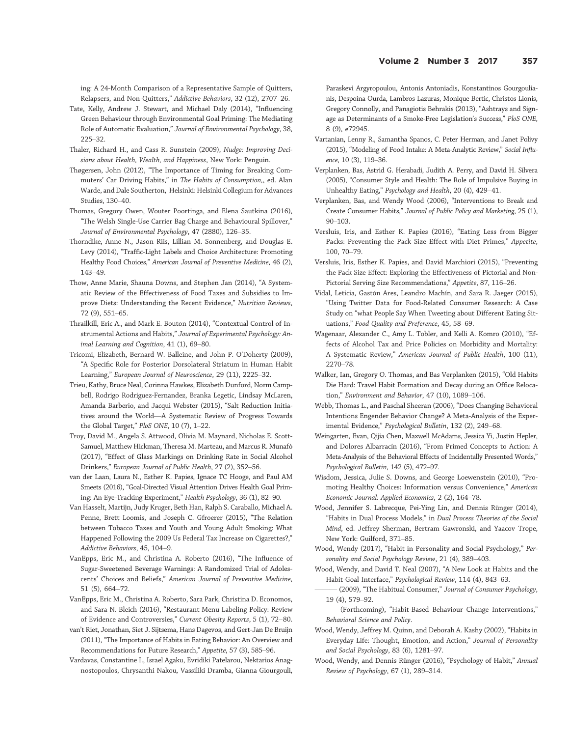ing: A 24-Month Comparison of a Representative Sample of Quitters, Relapsers, and Non-Quitters," *Addictive Behaviors*, 32 (12), 2707–26.

Tate, Kelly, Andrew J. Stewart, and Michael Daly (2014), "Influencing Green Behaviour through Environmental Goal Priming: The Mediating Role of Automatic Evaluation," *Journal of Environmental Psychology*, 38, 225–32.

Thaler, Richard H., and Cass R. Sunstein (2009), *Nudge: Improving Decisions about Health, Wealth, and Happiness*, New York: Penguin.

Thøgersen, John (2012), "The Importance of Timing for Breaking Commuters' Car Driving Habits," in *The Habits of Consumption*,, ed. Alan Warde, and Dale Southerton, Helsinki: Helsinki Collegium for Advances Studies, 130–40.

Thomas, Gregory Owen, Wouter Poortinga, and Elena Sautkina (2016), "The Welsh Single-Use Carrier Bag Charge and Behavioural Spillover," *Journal of Environmental Psychology*, 47 (2880), 126–35.

Thorndike, Anne N., Jason Riis, Lillian M. Sonnenberg, and Douglas E. Levy (2014), "Traffic-Light Labels and Choice Architecture: Promoting Healthy Food Choices," *American Journal of Preventive Medicine*, 46 (2), 143–49.

Thow, Anne Marie, Shauna Downs, and Stephen Jan (2014), "A Systematic Review of the Effectiveness of Food Taxes and Subsidies to Improve Diets: Understanding the Recent Evidence," *Nutrition Reviews*, 72 (9), 551–65.

Thrailkill, Eric A., and Mark E. Bouton (2014), "Contextual Control of Instrumental Actions and Habits," *Journal of Experimental Psychology: Animal Learning and Cognition*, 41 (1), 69–80.

Tricomi, Elizabeth, Bernard W. Balleine, and John P. O'Doherty (2009), "A Specific Role for Posterior Dorsolateral Striatum in Human Habit Learning," *European Journal of Neuroscience*, 29 (11), 2225–32.

Trieu, Kathy, Bruce Neal, Corinna Hawkes, Elizabeth Dunford, Norm Campbell, Rodrigo Rodriguez-Fernandez, Branka Legetic, Lindsay McLaren, Amanda Barberio, and Jacqui Webster (2015), "Salt Reduction Initiatives around the World—A Systematic Review of Progress Towards the Global Target," *PloS ONE*, 10 (7), 1–22.

Troy, David M., Angela S. Attwood, Olivia M. Maynard, Nicholas E. Scott-Samuel, Matthew Hickman, Theresa M. Marteau, and Marcus R. Munafò (2017), "Effect of Glass Markings on Drinking Rate in Social Alcohol Drinkers," *European Journal of Public Health*, 27 (2), 352–56.

van der Laan, Laura N., Esther K. Papies, Ignace TC Hooge, and Paul AM Smeets (2016), "Goal-Directed Visual Attention Drives Health Goal Priming: An Eye-Tracking Experiment," *Health Psychology*, 36 (1), 82–90.

Van Hasselt, Martijn, Judy Kruger, Beth Han, Ralph S. Caraballo, Michael A. Penne, Brett Loomis, and Joseph C. Gfroerer (2015), "The Relation between Tobacco Taxes and Youth and Young Adult Smoking: What Happened Following the 2009 Us Federal Tax Increase on Cigarettes?," *Addictive Behaviors*, 45, 104–9.

VanEpps, Eric M., and Christina A. Roberto (2016), "The Influence of Sugar-Sweetened Beverage Warnings: A Randomized Trial of Adolescents' Choices and Beliefs," *American Journal of Preventive Medicine*, 51 (5), 664–72.

VanEpps, Eric M., Christina A. Roberto, Sara Park, Christina D. Economos, and Sara N. Bleich (2016), "Restaurant Menu Labeling Policy: Review of Evidence and Controversies," *Current Obesity Reports*, 5 (1), 72–80.

van't Riet, Jonathan, Siet J. Sijtsema, Hans Dagevos, and Gert-Jan De Bruijn (2011), "The Importance of Habits in Eating Behavior: An Overview and Recommendations for Future Research," *Appetite*, 57 (3), 585–96.

Vardavas, Constantine I., Israel Agaku, Evridiki Patelarou, Nektarios Anagnostopoulos, Chrysanthi Nakou, Vassiliki Dramba, Gianna Giourgouli, Paraskevi Argyropoulou, Antonis Antoniadis, Konstantinos Gourgoulianis, Despoina Ourda, Lambros Lazuras, Monique Bertic, Christos Lionis, Gregory Connolly, and Panagiotis Behrakis (2013), "Ashtrays and Signage as Determinants of a Smoke-Free Legislation's Success," *PloS ONE*, 8 (9), e72945.

Vartanian, Lenny R., Samantha Spanos, C. Peter Herman, and Janet Polivy (2015), "Modeling of Food Intake: A Meta-Analytic Review," *Social Influence*, 10 (3), 119–36.

Verplanken, Bas, Astrid G. Herabadi, Judith A. Perry, and David H. Silvera (2005), "Consumer Style and Health: The Role of Impulsive Buying in Unhealthy Eating," *Psychology and Health*, 20 (4), 429–41.

Verplanken, Bas, and Wendy Wood (2006), "Interventions to Break and Create Consumer Habits," *Journal of Public Policy and Marketing*, 25 (1), 90–103.

Versluis, Iris, and Esther K. Papies (2016), "Eating Less from Bigger Packs: Preventing the Pack Size Effect with Diet Primes," *Appetite*, 100, 70–79.

Versluis, Iris, Esther K. Papies, and David Marchiori (2015), "Preventing the Pack Size Effect: Exploring the Effectiveness of Pictorial and Non-Pictorial Serving Size Recommendations," *Appetite*, 87, 116–26.

Vidal, Leticia, Gastón Ares, Leandro Machín, and Sara R. Jaeger (2015), "Using Twitter Data for Food-Related Consumer Research: A Case Study on "what People Say When Tweeting about Different Eating Situations," *Food Quality and Preference*, 45, 58–69.

Wagenaar, Alexander C., Amy L. Tobler, and Kelli A. Komro (2010), "Effects of Alcohol Tax and Price Policies on Morbidity and Mortality: A Systematic Review," *American Journal of Public Health*, 100 (11), 2270–78.

Walker, Ian, Gregory O. Thomas, and Bas Verplanken (2015), "Old Habits Die Hard: Travel Habit Formation and Decay during an Office Relocation," *Environment and Behavior*, 47 (10), 1089–106.

Webb, Thomas L., and Paschal Sheeran (2006), "Does Changing Behavioral Intentions Engender Behavior Change? A Meta-Analysis of the Experimental Evidence," *Psychological Bulletin*, 132 (2), 249–68.

Weingarten, Evan, Qijia Chen, Maxwell McAdams, Jessica Yi, Justin Hepler, and Dolores Albarracín (2016), "From Primed Concepts to Action: A Meta-Analysis of the Behavioral Effects of Incidentally Presented Words," *Psychological Bulletin*, 142 (5), 472–97.

Wisdom, Jessica, Julie S. Downs, and George Loewenstein (2010), "Promoting Healthy Choices: Information versus Convenience," *American Economic Journal: Applied Economics*, 2 (2), 164–78.

Wood, Jennifer S. Labrecque, Pei-Ying Lin, and Dennis Rünger (2014), "Habits in Dual Process Models," in *Dual Process Theories of the Social Mind*, ed. Jeffrey Sherman, Bertram Gawronski, and Yaacov Trope, New York: Guilford, 371–85.

Wood, Wendy (2017), "Habit in Personality and Social Psychology," *Personality and Social Psychology Review*, 21 (4), 389–403.

Wood, Wendy, and David T. Neal (2007), "A New Look at Habits and the Habit-Goal Interface," *Psychological Review*, 114 (4), 843–63.

——— (2009), "The Habitual Consumer," *Journal of Consumer Psychology*, 19 (4), 579–92.

——— (Forthcoming), "Habit-Based Behaviour Change Interventions," *Behavioral Science and Policy*.

Wood, Wendy, Jeffrey M. Quinn, and Deborah A. Kashy (2002), "Habits in Everyday Life: Thought, Emotion, and Action," *Journal of Personality and Social Psychology*, 83 (6), 1281–97.

Wood, Wendy, and Dennis Rünger (2016), "Psychology of Habit," *Annual Review of Psychology*, 67 (1), 289–314.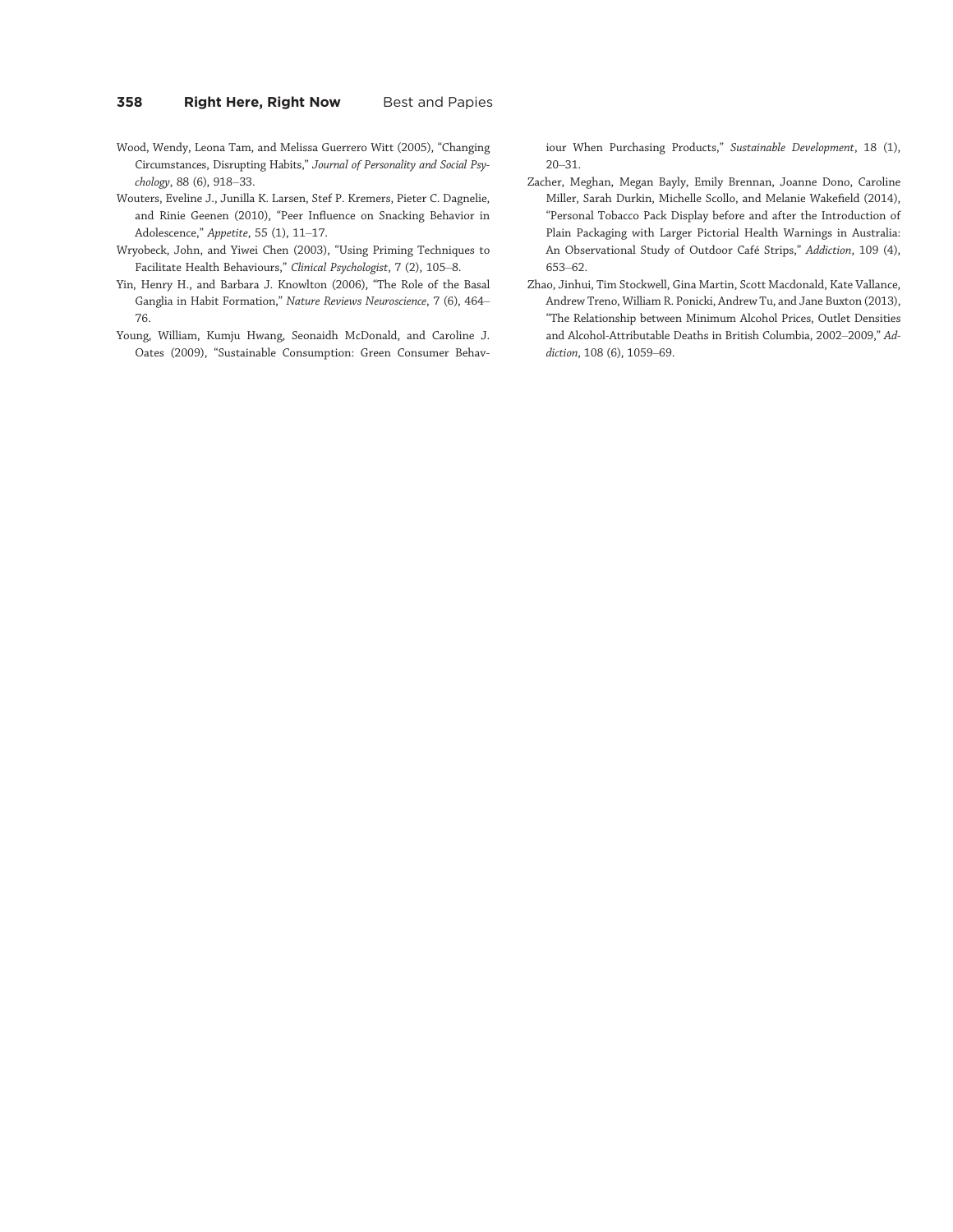Wood, Wendy, Leona Tam, and Melissa Guerrero Witt (2005), "Changing Circumstances, Disrupting Habits," *Journal of Personality and Social Psychology*, 88 (6), 918–33.

Wouters, Eveline J., Junilla K. Larsen, Stef P. Kremers, Pieter C. Dagnelie, and Rinie Geenen (2010), "Peer Influence on Snacking Behavior in Adolescence," *Appetite*, 55 (1), 11–17.

Wryobeck, John, and Yiwei Chen (2003), "Using Priming Techniques to Facilitate Health Behaviours," *Clinical Psychologist*, 7 (2), 105–8.

Yin, Henry H., and Barbara J. Knowlton (2006), "The Role of the Basal Ganglia in Habit Formation," *Nature Reviews Neuroscience*, 7 (6), 464–76.

Young, William, Kumju Hwang, Seonaidh McDonald, and Caroline J. Oates (2009), "Sustainable Consumption: Green Consumer Behaviour When Purchasing Products," *Sustainable Development*, 18 (1), 20–31.

Zacher, Meghan, Megan Bayly, Emily Brennan, Joanne Dono, Caroline Miller, Sarah Durkin, Michelle Scollo, and Melanie Wakefield (2014), "Personal Tobacco Pack Display before and after the Introduction of Plain Packaging with Larger Pictorial Health Warnings in Australia: An Observational Study of Outdoor Café Strips," *Addiction*, 109 (4), 653–62.

Zhao, Jinhui, Tim Stockwell, Gina Martin, Scott Macdonald, Kate Vallance, Andrew Treno, William R. Ponicki, Andrew Tu, and Jane Buxton (2013), "The Relationship between Minimum Alcohol Prices, Outlet Densities and Alcohol-Attributable Deaths in British Columbia, 2002–2009," *Addiction*, 108 (6), 1059–69.